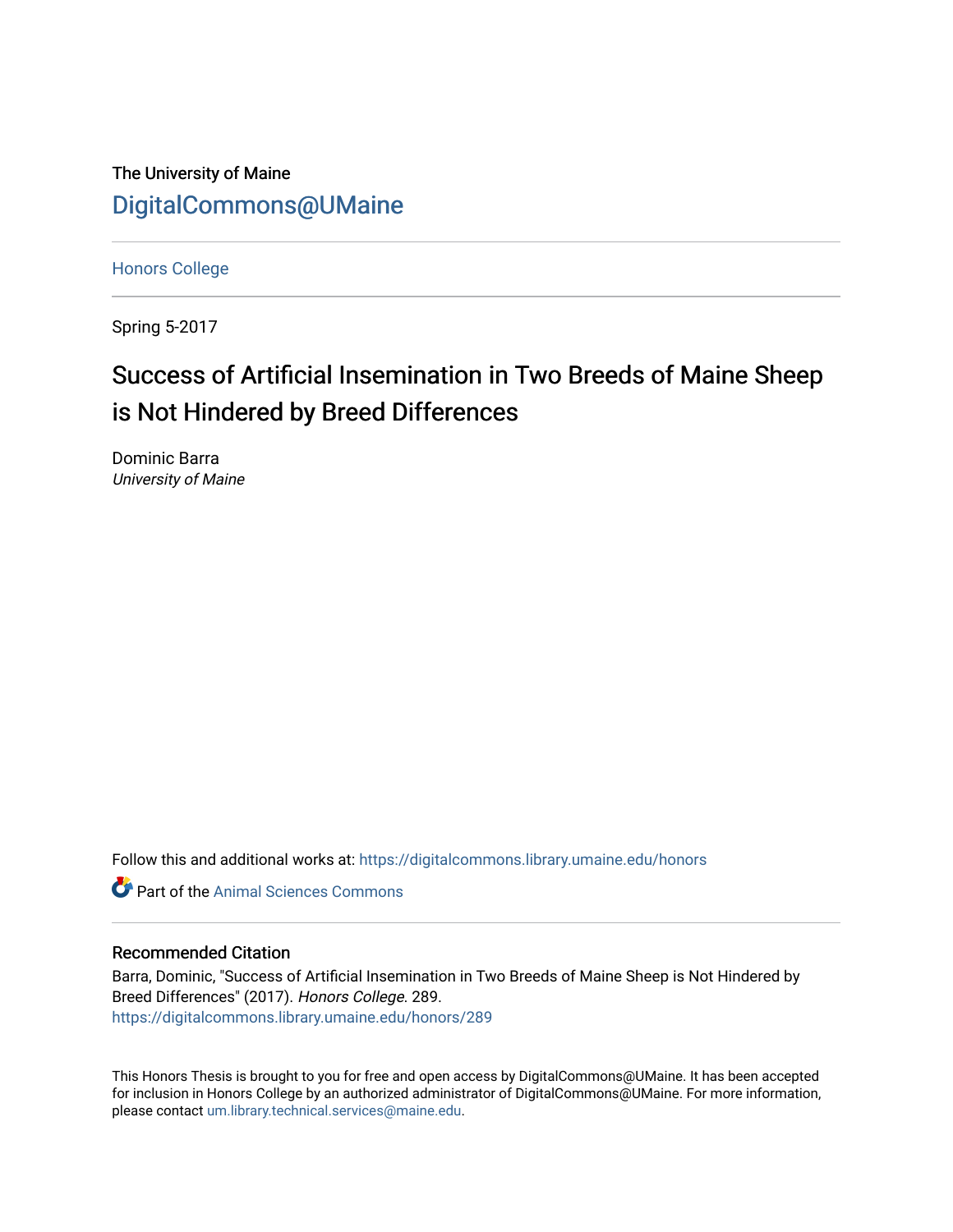The University of Maine

DigitalCommons@UMaine

Honors College

Spring 5-2017

# Success of Artificial Insemination in Two Breeds of Maine Sheep is Not Hindered by Breed Differences

Dominic Barra
*University of Maine*

Follow this and additional works at: https://digitalcommons.library.umaine.edu/honors

Part of the Animal Sciences Commons

## Recommended Citation

Barra, Dominic, "Success of Artificial Insemination in Two Breeds of Maine Sheep is Not Hindered by Breed Differences" (2017). *Honors College*. 289.
https://digitalcommons.library.umaine.edu/honors/289

This Honors Thesis is brought to you for free and open access by DigitalCommons@UMaine. It has been accepted for inclusion in Honors College by an authorized administrator of DigitalCommons@UMaine. For more information, please contact um.library.technical.services@maine.edu.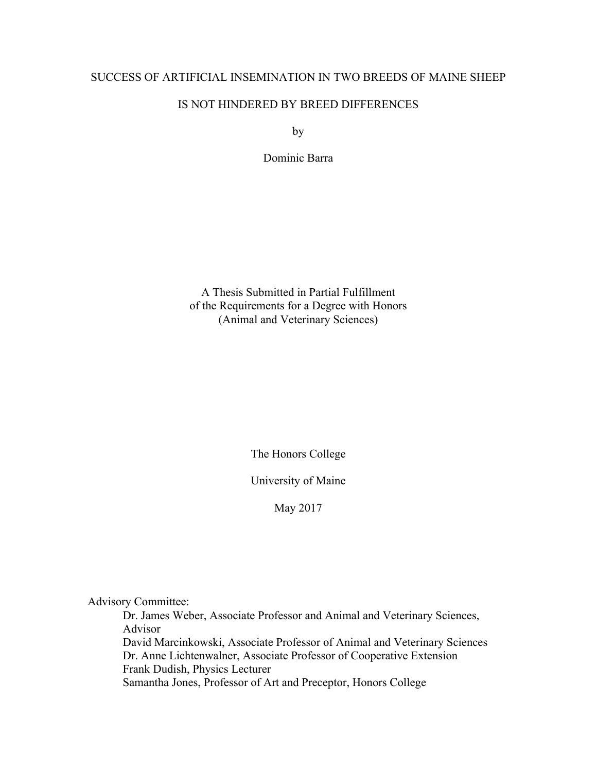# SUCCESS OF ARTIFICIAL INSEMINATION IN TWO BREEDS OF MAINE SHEEP IS NOT HINDERED BY BREED DIFFERENCES

by

Dominic Barra

A Thesis Submitted in Partial Fulfillment
of the Requirements for a Degree with Honors
(Animal and Veterinary Sciences)

The Honors College

University of Maine

May 2017

Advisory Committee:

Dr. James Weber, Associate Professor and Animal and Veterinary Sciences, Advisor
David Marcinkowski, Associate Professor of Animal and Veterinary Sciences
Dr. Anne Lichtenwalner, Associate Professor of Cooperative Extension
Frank Dudish, Physics Lecturer
Samantha Jones, Professor of Art and Preceptor, Honors College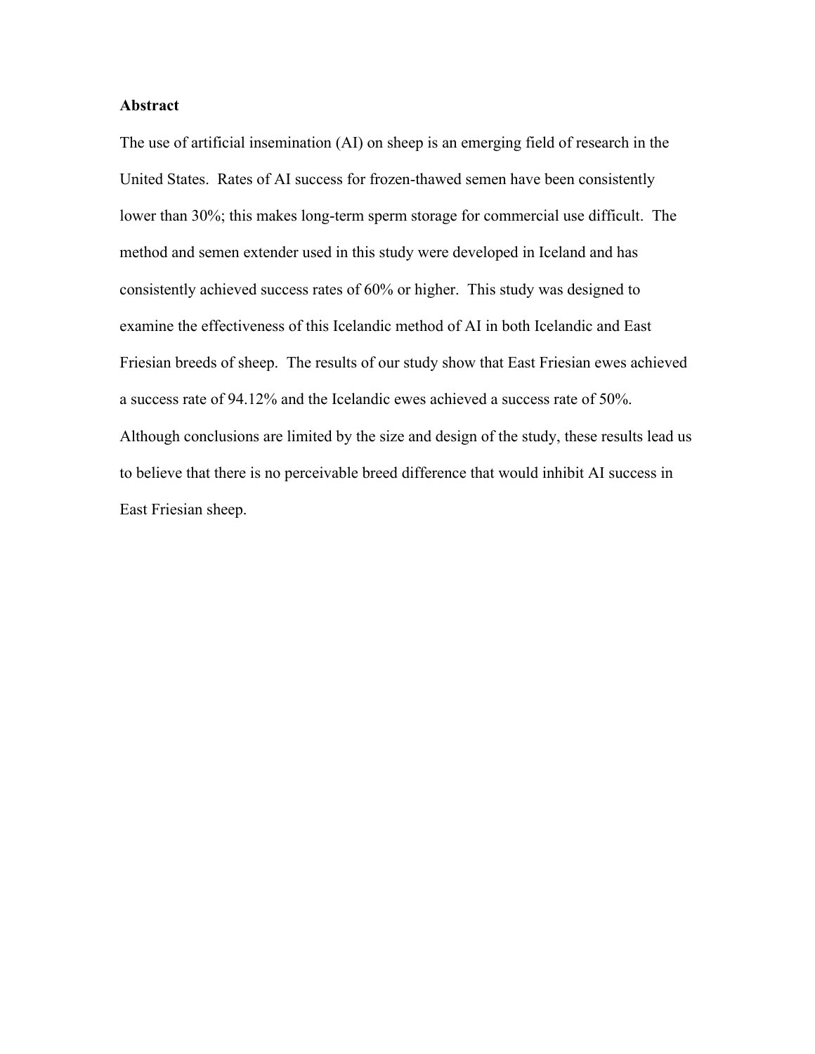**Abstract**

The use of artificial insemination (AI) on sheep is an emerging field of research in the United States. Rates of AI success for frozen-thawed semen have been consistently lower than 30%; this makes long-term sperm storage for commercial use difficult. The method and semen extender used in this study were developed in Iceland and has consistently achieved success rates of 60% or higher. This study was designed to examine the effectiveness of this Icelandic method of AI in both Icelandic and East Friesian breeds of sheep. The results of our study show that East Friesian ewes achieved a success rate of 94.12% and the Icelandic ewes achieved a success rate of 50%. Although conclusions are limited by the size and design of the study, these results lead us to believe that there is no perceivable breed difference that would inhibit AI success in East Friesian sheep.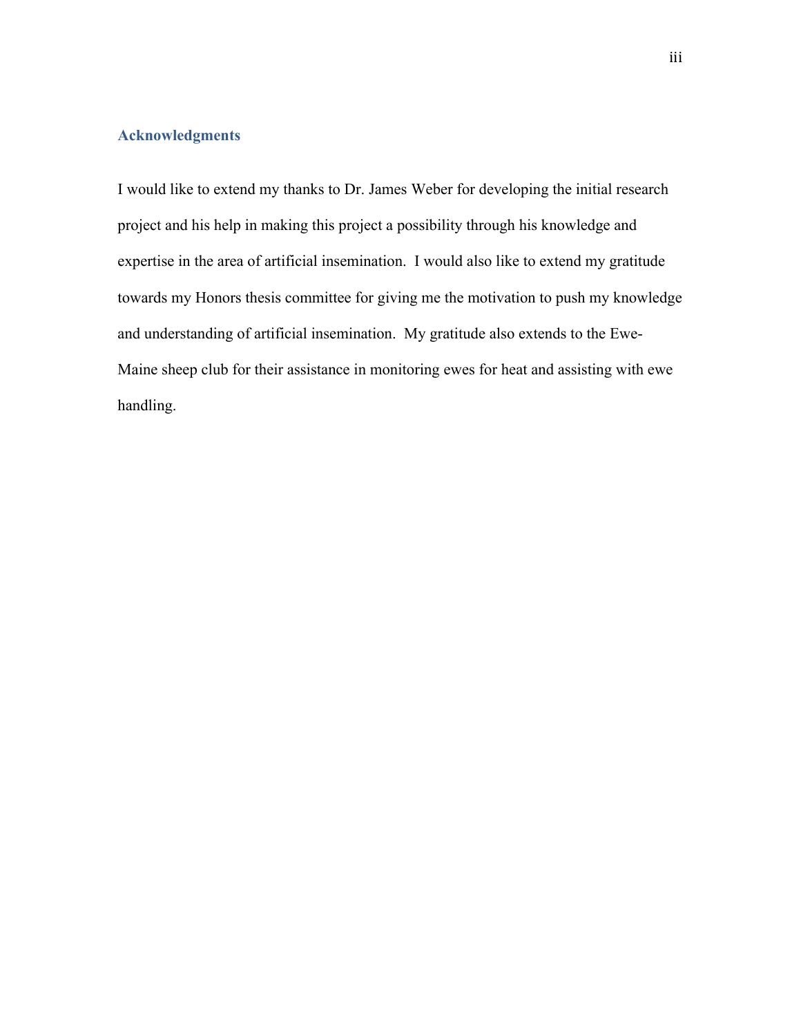## Acknowledgments

I would like to extend my thanks to Dr. James Weber for developing the initial research project and his help in making this project a possibility through his knowledge and expertise in the area of artificial insemination. I would also like to extend my gratitude towards my Honors thesis committee for giving me the motivation to push my knowledge and understanding of artificial insemination. My gratitude also extends to the Ewe-Maine sheep club for their assistance in monitoring ewes for heat and assisting with ewe handling.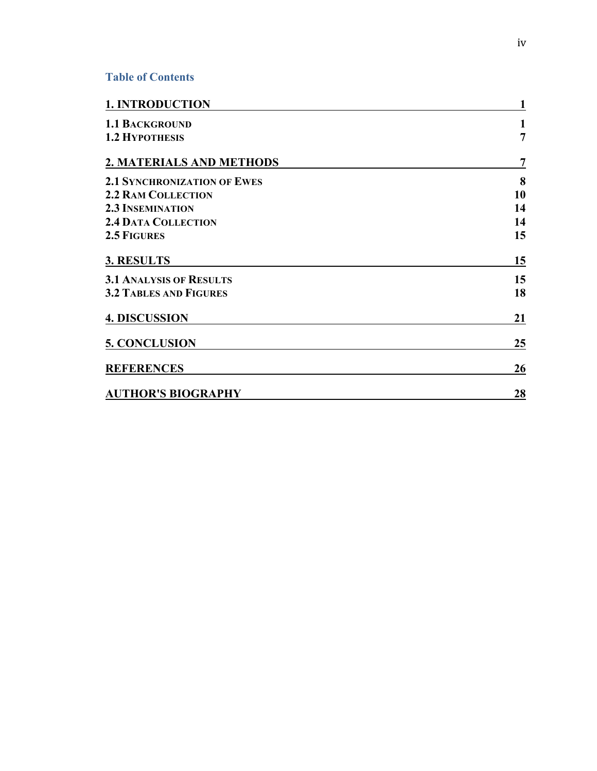## Table of Contents

| | |
|---|---|
| **1. INTRODUCTION** | **1** |
| **1.1 BACKGROUND** | **1** |
| **1.2 HYPOTHESIS** | **7** |
| **2. MATERIALS AND METHODS** | **7** |
| **2.1 SYNCHRONIZATION OF EWES** | **8** |
| **2.2 RAM COLLECTION** | **10** |
| **2.3 INSEMINATION** | **14** |
| **2.4 DATA COLLECTION** | **14** |
| **2.5 FIGURES** | **15** |
| **3. RESULTS** | **15** |
| **3.1 ANALYSIS OF RESULTS** | **15** |
| **3.2 TABLES AND FIGURES** | **18** |
| **4. DISCUSSION** | **21** |
| **5. CONCLUSION** | **25** |
| **REFERENCES** | **26** |
| **AUTHOR'S BIOGRAPHY** | **28** |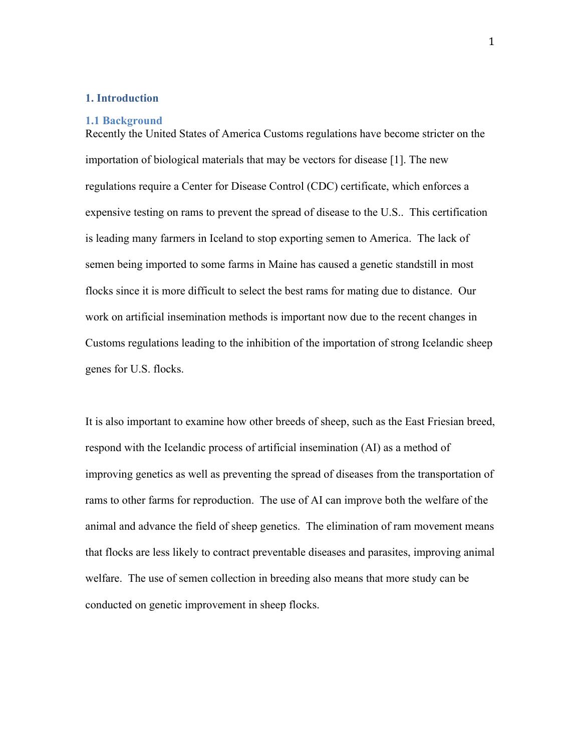# 1. Introduction

## 1.1 Background

Recently the United States of America Customs regulations have become stricter on the importation of biological materials that may be vectors for disease [1]. The new regulations require a Center for Disease Control (CDC) certificate, which enforces a expensive testing on rams to prevent the spread of disease to the U.S.. This certification is leading many farmers in Iceland to stop exporting semen to America. The lack of semen being imported to some farms in Maine has caused a genetic standstill in most flocks since it is more difficult to select the best rams for mating due to distance. Our work on artificial insemination methods is important now due to the recent changes in Customs regulations leading to the inhibition of the importation of strong Icelandic sheep genes for U.S. flocks.

It is also important to examine how other breeds of sheep, such as the East Friesian breed, respond with the Icelandic process of artificial insemination (AI) as a method of improving genetics as well as preventing the spread of diseases from the transportation of rams to other farms for reproduction. The use of AI can improve both the welfare of the animal and advance the field of sheep genetics. The elimination of ram movement means that flocks are less likely to contract preventable diseases and parasites, improving animal welfare. The use of semen collection in breeding also means that more study can be conducted on genetic improvement in sheep flocks.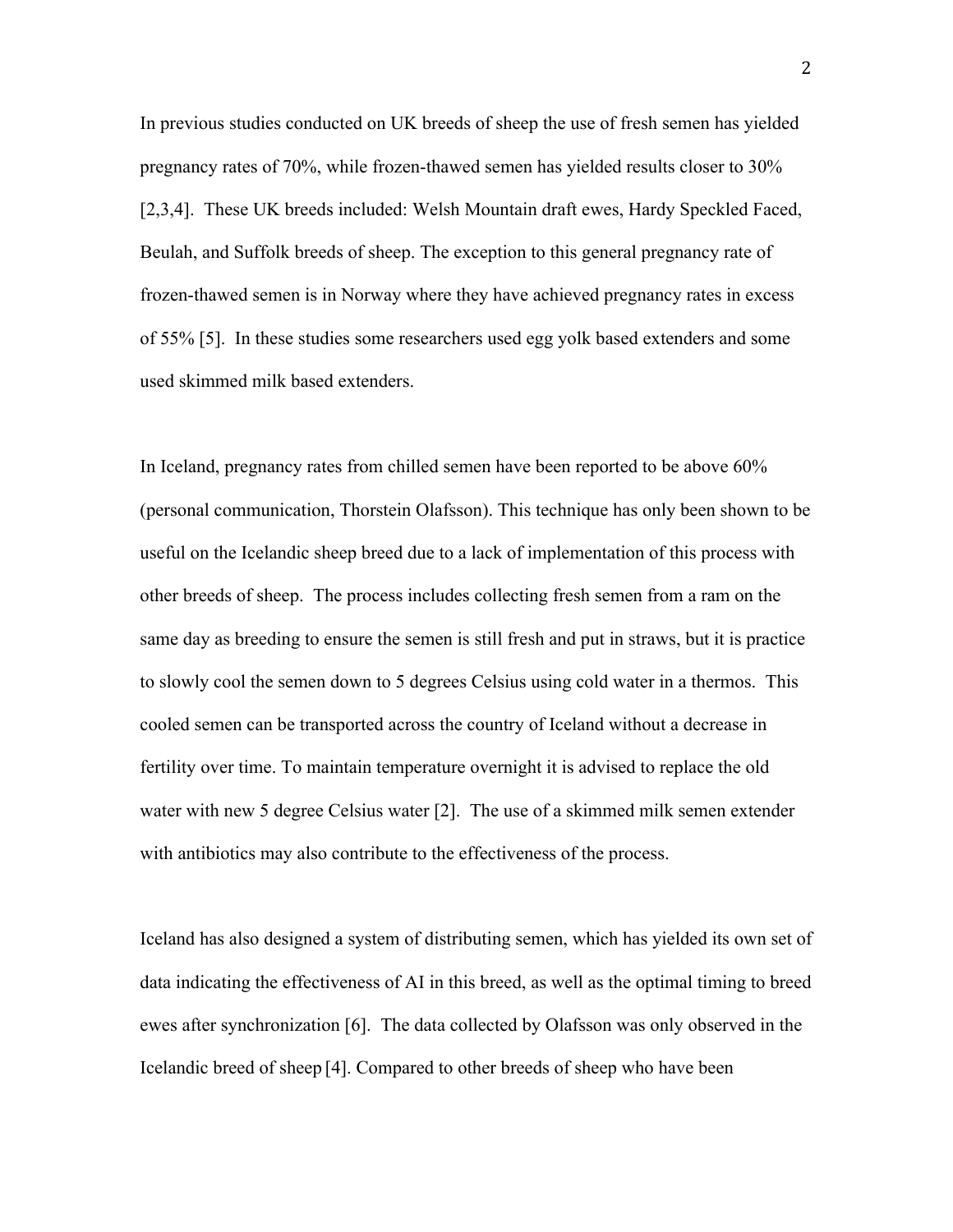In previous studies conducted on UK breeds of sheep the use of fresh semen has yielded pregnancy rates of 70%, while frozen-thawed semen has yielded results closer to 30% [2,3,4]. These UK breeds included: Welsh Mountain draft ewes, Hardy Speckled Faced, Beulah, and Suffolk breeds of sheep. The exception to this general pregnancy rate of frozen-thawed semen is in Norway where they have achieved pregnancy rates in excess of 55% [5]. In these studies some researchers used egg yolk based extenders and some used skimmed milk based extenders.

In Iceland, pregnancy rates from chilled semen have been reported to be above 60% (personal communication, Thorstein Olafsson). This technique has only been shown to be useful on the Icelandic sheep breed due to a lack of implementation of this process with other breeds of sheep. The process includes collecting fresh semen from a ram on the same day as breeding to ensure the semen is still fresh and put in straws, but it is practice to slowly cool the semen down to 5 degrees Celsius using cold water in a thermos. This cooled semen can be transported across the country of Iceland without a decrease in fertility over time. To maintain temperature overnight it is advised to replace the old water with new 5 degree Celsius water [2]. The use of a skimmed milk semen extender with antibiotics may also contribute to the effectiveness of the process.

Iceland has also designed a system of distributing semen, which has yielded its own set of data indicating the effectiveness of AI in this breed, as well as the optimal timing to breed ewes after synchronization [6]. The data collected by Olafsson was only observed in the Icelandic breed of sheep [4]. Compared to other breeds of sheep who have been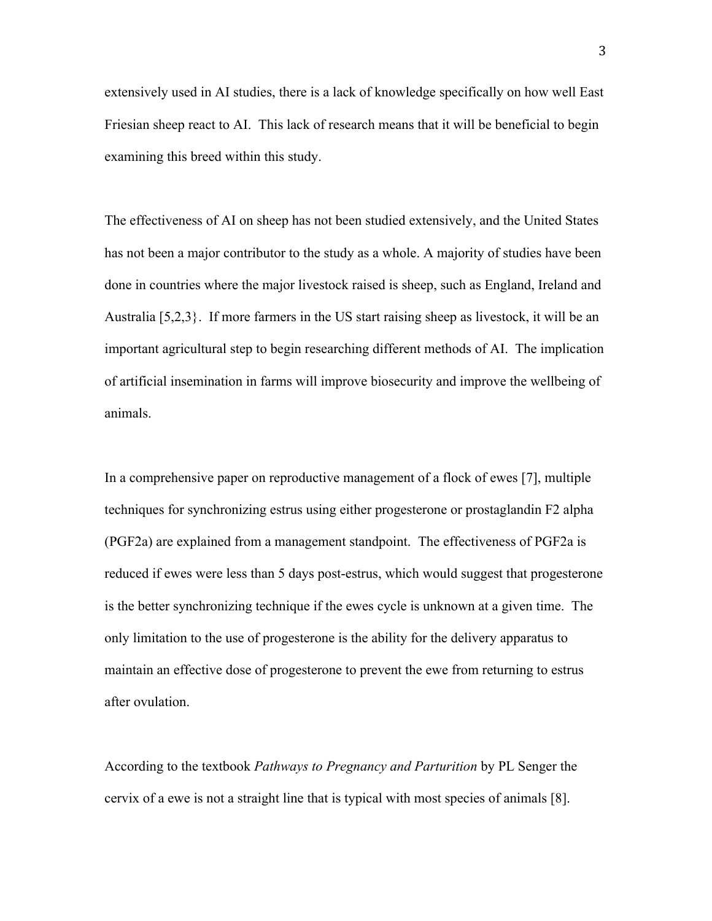extensively used in AI studies, there is a lack of knowledge specifically on how well East Friesian sheep react to AI. This lack of research means that it will be beneficial to begin examining this breed within this study.

The effectiveness of AI on sheep has not been studied extensively, and the United States has not been a major contributor to the study as a whole. A majority of studies have been done in countries where the major livestock raised is sheep, such as England, Ireland and Australia [5,2,3}. If more farmers in the US start raising sheep as livestock, it will be an important agricultural step to begin researching different methods of AI. The implication of artificial insemination in farms will improve biosecurity and improve the wellbeing of animals.

In a comprehensive paper on reproductive management of a flock of ewes [7], multiple techniques for synchronizing estrus using either progesterone or prostaglandin F2 alpha (PGF2a) are explained from a management standpoint. The effectiveness of PGF2a is reduced if ewes were less than 5 days post-estrus, which would suggest that progesterone is the better synchronizing technique if the ewes cycle is unknown at a given time. The only limitation to the use of progesterone is the ability for the delivery apparatus to maintain an effective dose of progesterone to prevent the ewe from returning to estrus after ovulation.

According to the textbook *Pathways to Pregnancy and Parturition* by PL Senger the cervix of a ewe is not a straight line that is typical with most species of animals [8].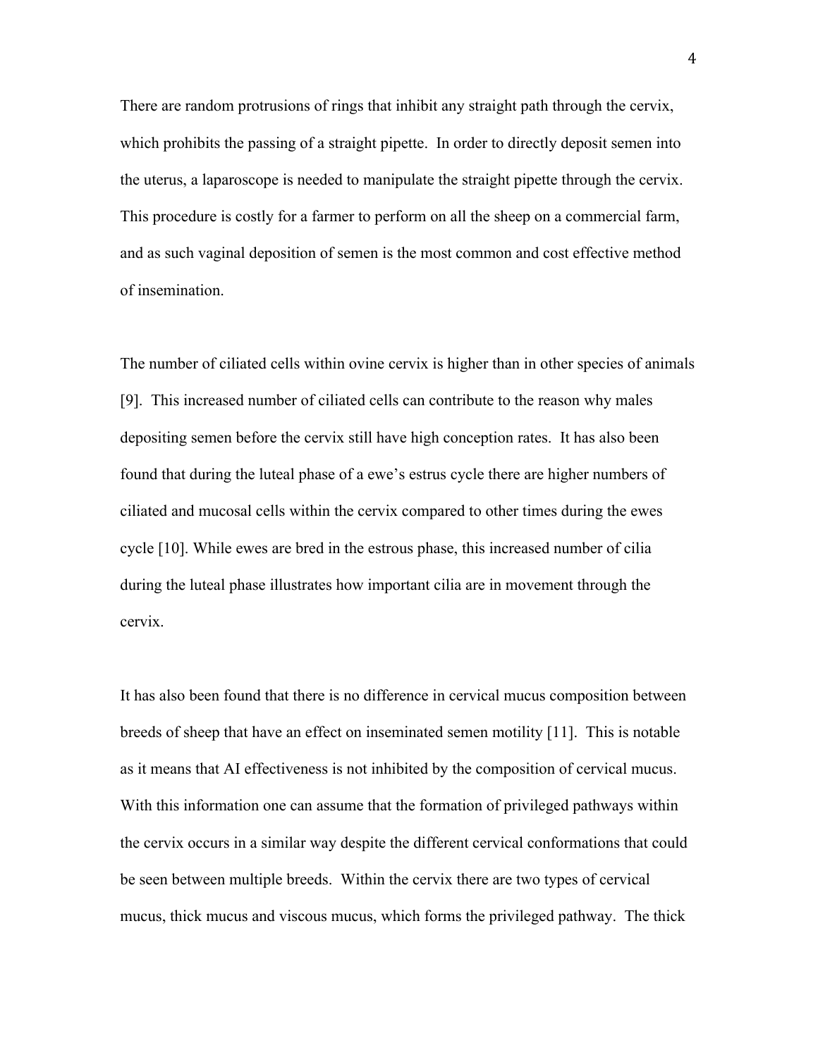There are random protrusions of rings that inhibit any straight path through the cervix, which prohibits the passing of a straight pipette. In order to directly deposit semen into the uterus, a laparoscope is needed to manipulate the straight pipette through the cervix. This procedure is costly for a farmer to perform on all the sheep on a commercial farm, and as such vaginal deposition of semen is the most common and cost effective method of insemination.

The number of ciliated cells within ovine cervix is higher than in other species of animals [9]. This increased number of ciliated cells can contribute to the reason why males depositing semen before the cervix still have high conception rates. It has also been found that during the luteal phase of a ewe's estrus cycle there are higher numbers of ciliated and mucosal cells within the cervix compared to other times during the ewes cycle [10]. While ewes are bred in the estrous phase, this increased number of cilia during the luteal phase illustrates how important cilia are in movement through the cervix.

It has also been found that there is no difference in cervical mucus composition between breeds of sheep that have an effect on inseminated semen motility [11]. This is notable as it means that AI effectiveness is not inhibited by the composition of cervical mucus. With this information one can assume that the formation of privileged pathways within the cervix occurs in a similar way despite the different cervical conformations that could be seen between multiple breeds. Within the cervix there are two types of cervical mucus, thick mucus and viscous mucus, which forms the privileged pathway. The thick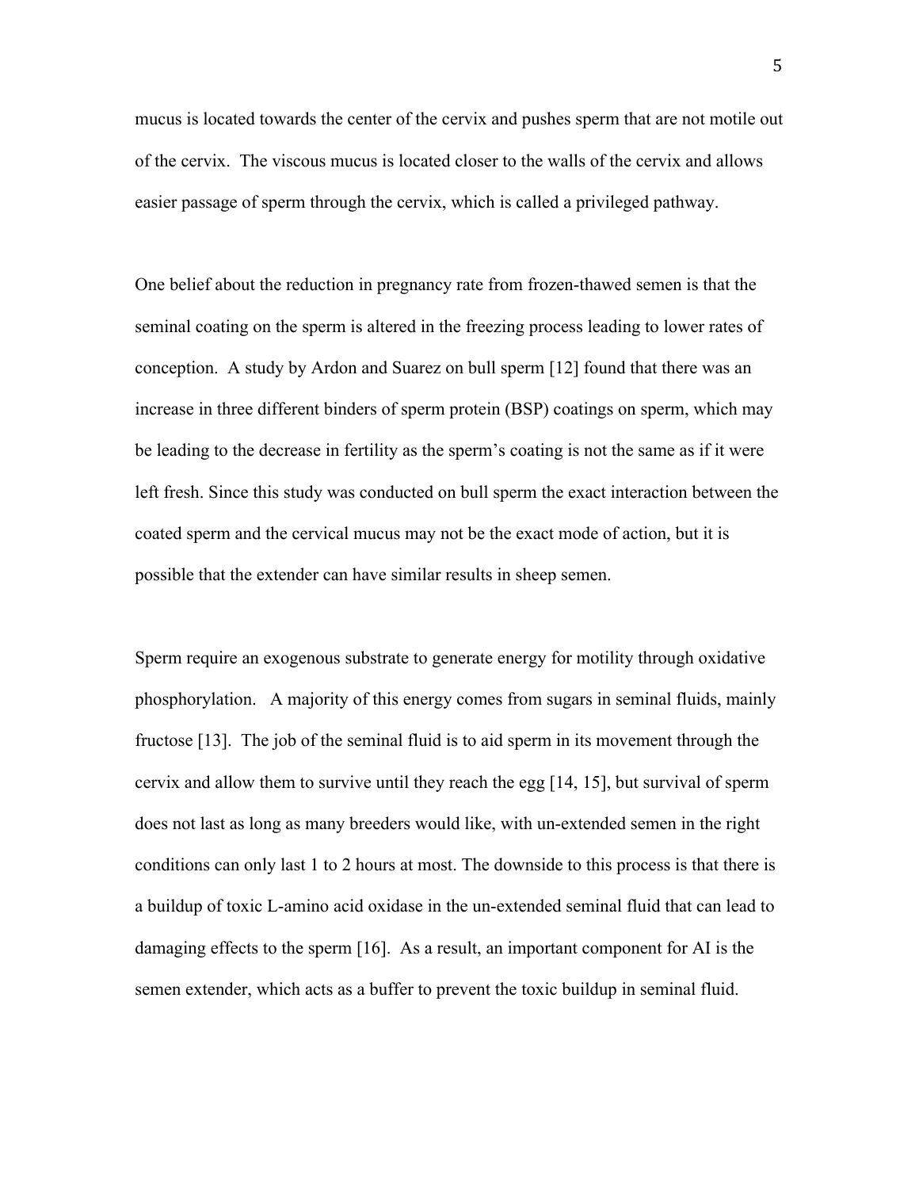mucus is located towards the center of the cervix and pushes sperm that are not motile out of the cervix. The viscous mucus is located closer to the walls of the cervix and allows easier passage of sperm through the cervix, which is called a privileged pathway.

One belief about the reduction in pregnancy rate from frozen-thawed semen is that the seminal coating on the sperm is altered in the freezing process leading to lower rates of conception. A study by Ardon and Suarez on bull sperm [12] found that there was an increase in three different binders of sperm protein (BSP) coatings on sperm, which may be leading to the decrease in fertility as the sperm's coating is not the same as if it were left fresh. Since this study was conducted on bull sperm the exact interaction between the coated sperm and the cervical mucus may not be the exact mode of action, but it is possible that the extender can have similar results in sheep semen.

Sperm require an exogenous substrate to generate energy for motility through oxidative phosphorylation. A majority of this energy comes from sugars in seminal fluids, mainly fructose [13]. The job of the seminal fluid is to aid sperm in its movement through the cervix and allow them to survive until they reach the egg [14, 15], but survival of sperm does not last as long as many breeders would like, with un-extended semen in the right conditions can only last 1 to 2 hours at most. The downside to this process is that there is a buildup of toxic L-amino acid oxidase in the un-extended seminal fluid that can lead to damaging effects to the sperm [16]. As a result, an important component for AI is the semen extender, which acts as a buffer to prevent the toxic buildup in seminal fluid.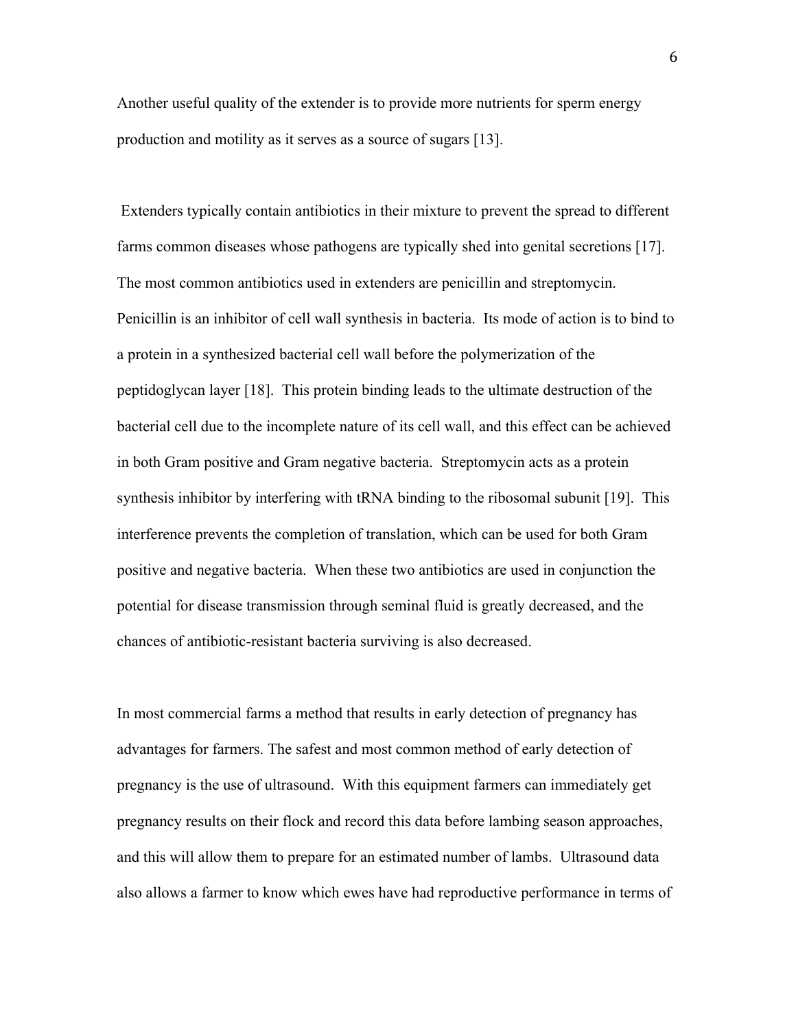Another useful quality of the extender is to provide more nutrients for sperm energy production and motility as it serves as a source of sugars [13].

Extenders typically contain antibiotics in their mixture to prevent the spread to different farms common diseases whose pathogens are typically shed into genital secretions [17]. The most common antibiotics used in extenders are penicillin and streptomycin. Penicillin is an inhibitor of cell wall synthesis in bacteria. Its mode of action is to bind to a protein in a synthesized bacterial cell wall before the polymerization of the peptidoglycan layer [18]. This protein binding leads to the ultimate destruction of the bacterial cell due to the incomplete nature of its cell wall, and this effect can be achieved in both Gram positive and Gram negative bacteria. Streptomycin acts as a protein synthesis inhibitor by interfering with tRNA binding to the ribosomal subunit [19]. This interference prevents the completion of translation, which can be used for both Gram positive and negative bacteria. When these two antibiotics are used in conjunction the potential for disease transmission through seminal fluid is greatly decreased, and the chances of antibiotic-resistant bacteria surviving is also decreased.

In most commercial farms a method that results in early detection of pregnancy has advantages for farmers. The safest and most common method of early detection of pregnancy is the use of ultrasound. With this equipment farmers can immediately get pregnancy results on their flock and record this data before lambing season approaches, and this will allow them to prepare for an estimated number of lambs. Ultrasound data also allows a farmer to know which ewes have had reproductive performance in terms of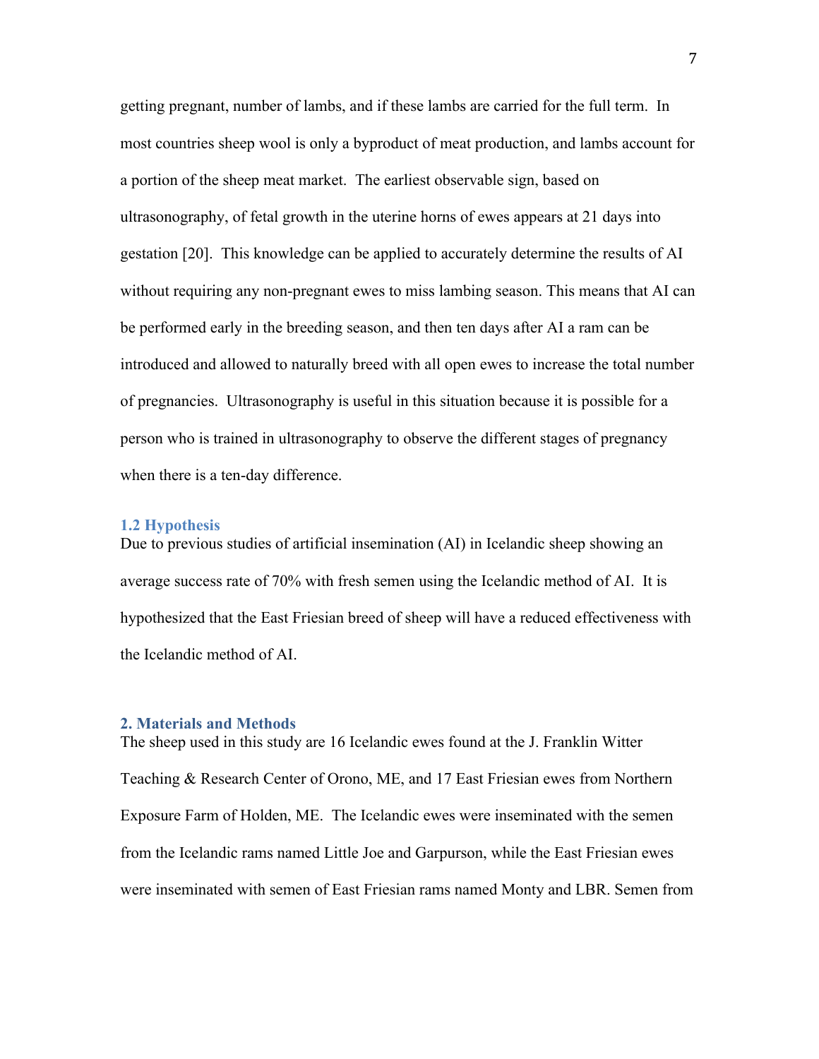getting pregnant, number of lambs, and if these lambs are carried for the full term. In most countries sheep wool is only a byproduct of meat production, and lambs account for a portion of the sheep meat market. The earliest observable sign, based on ultrasonography, of fetal growth in the uterine horns of ewes appears at 21 days into gestation [20]. This knowledge can be applied to accurately determine the results of AI without requiring any non-pregnant ewes to miss lambing season. This means that AI can be performed early in the breeding season, and then ten days after AI a ram can be introduced and allowed to naturally breed with all open ewes to increase the total number of pregnancies. Ultrasonography is useful in this situation because it is possible for a person who is trained in ultrasonography to observe the different stages of pregnancy when there is a ten-day difference.

### 1.2 Hypothesis

Due to previous studies of artificial insemination (AI) in Icelandic sheep showing an average success rate of 70% with fresh semen using the Icelandic method of AI. It is hypothesized that the East Friesian breed of sheep will have a reduced effectiveness with the Icelandic method of AI.

## 2. Materials and Methods

The sheep used in this study are 16 Icelandic ewes found at the J. Franklin Witter Teaching & Research Center of Orono, ME, and 17 East Friesian ewes from Northern Exposure Farm of Holden, ME. The Icelandic ewes were inseminated with the semen from the Icelandic rams named Little Joe and Garpurson, while the East Friesian ewes were inseminated with semen of East Friesian rams named Monty and LBR. Semen from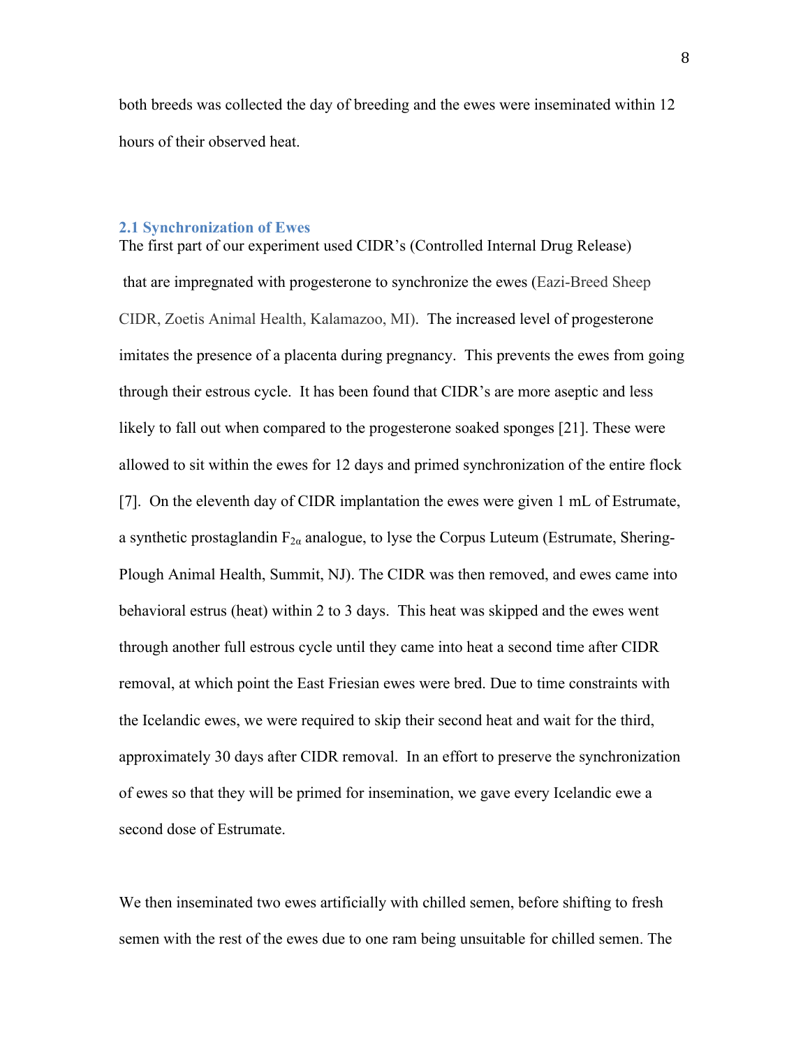both breeds was collected the day of breeding and the ewes were inseminated within 12 hours of their observed heat.

## 2.1 Synchronization of Ewes

The first part of our experiment used CIDR's (Controlled Internal Drug Release) that are impregnated with progesterone to synchronize the ewes (Eazi-Breed Sheep CIDR, Zoetis Animal Health, Kalamazoo, MI). The increased level of progesterone imitates the presence of a placenta during pregnancy. This prevents the ewes from going through their estrous cycle. It has been found that CIDR's are more aseptic and less likely to fall out when compared to the progesterone soaked sponges [21]. These were allowed to sit within the ewes for 12 days and primed synchronization of the entire flock [7]. On the eleventh day of CIDR implantation the ewes were given 1 mL of Estrumate, a synthetic prostaglandin $F_{2\alpha}$ analogue, to lyse the Corpus Luteum (Estrumate, Shering-Plough Animal Health, Summit, NJ). The CIDR was then removed, and ewes came into behavioral estrus (heat) within 2 to 3 days. This heat was skipped and the ewes went through another full estrous cycle until they came into heat a second time after CIDR removal, at which point the East Friesian ewes were bred. Due to time constraints with the Icelandic ewes, we were required to skip their second heat and wait for the third, approximately 30 days after CIDR removal. In an effort to preserve the synchronization of ewes so that they will be primed for insemination, we gave every Icelandic ewe a second dose of Estrumate.

We then inseminated two ewes artificially with chilled semen, before shifting to fresh semen with the rest of the ewes due to one ram being unsuitable for chilled semen. The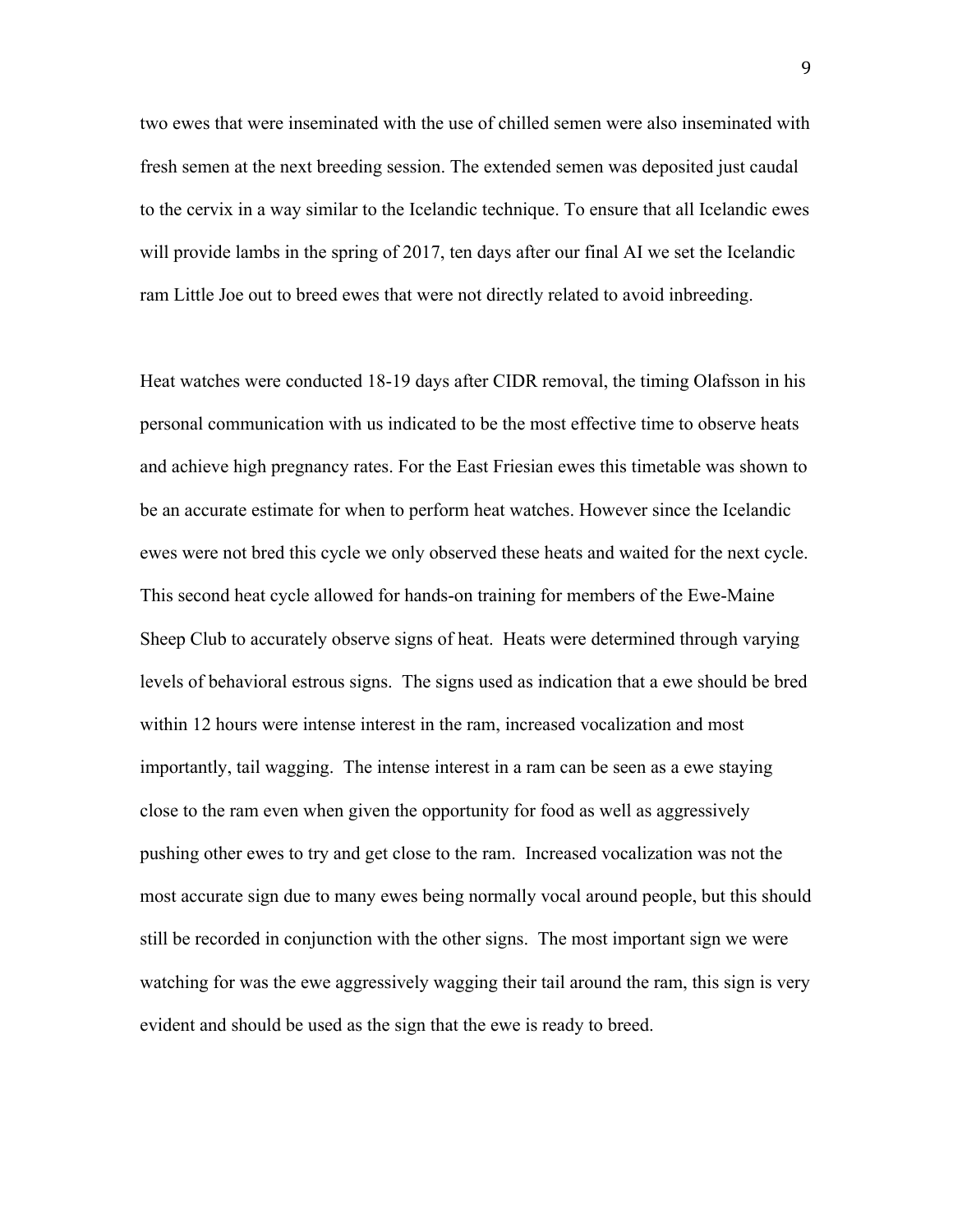two ewes that were inseminated with the use of chilled semen were also inseminated with fresh semen at the next breeding session. The extended semen was deposited just caudal to the cervix in a way similar to the Icelandic technique. To ensure that all Icelandic ewes will provide lambs in the spring of 2017, ten days after our final AI we set the Icelandic ram Little Joe out to breed ewes that were not directly related to avoid inbreeding.

Heat watches were conducted 18-19 days after CIDR removal, the timing Olafsson in his personal communication with us indicated to be the most effective time to observe heats and achieve high pregnancy rates. For the East Friesian ewes this timetable was shown to be an accurate estimate for when to perform heat watches. However since the Icelandic ewes were not bred this cycle we only observed these heats and waited for the next cycle. This second heat cycle allowed for hands-on training for members of the Ewe-Maine Sheep Club to accurately observe signs of heat. Heats were determined through varying levels of behavioral estrous signs. The signs used as indication that a ewe should be bred within 12 hours were intense interest in the ram, increased vocalization and most importantly, tail wagging. The intense interest in a ram can be seen as a ewe staying close to the ram even when given the opportunity for food as well as aggressively pushing other ewes to try and get close to the ram. Increased vocalization was not the most accurate sign due to many ewes being normally vocal around people, but this should still be recorded in conjunction with the other signs. The most important sign we were watching for was the ewe aggressively wagging their tail around the ram, this sign is very evident and should be used as the sign that the ewe is ready to breed.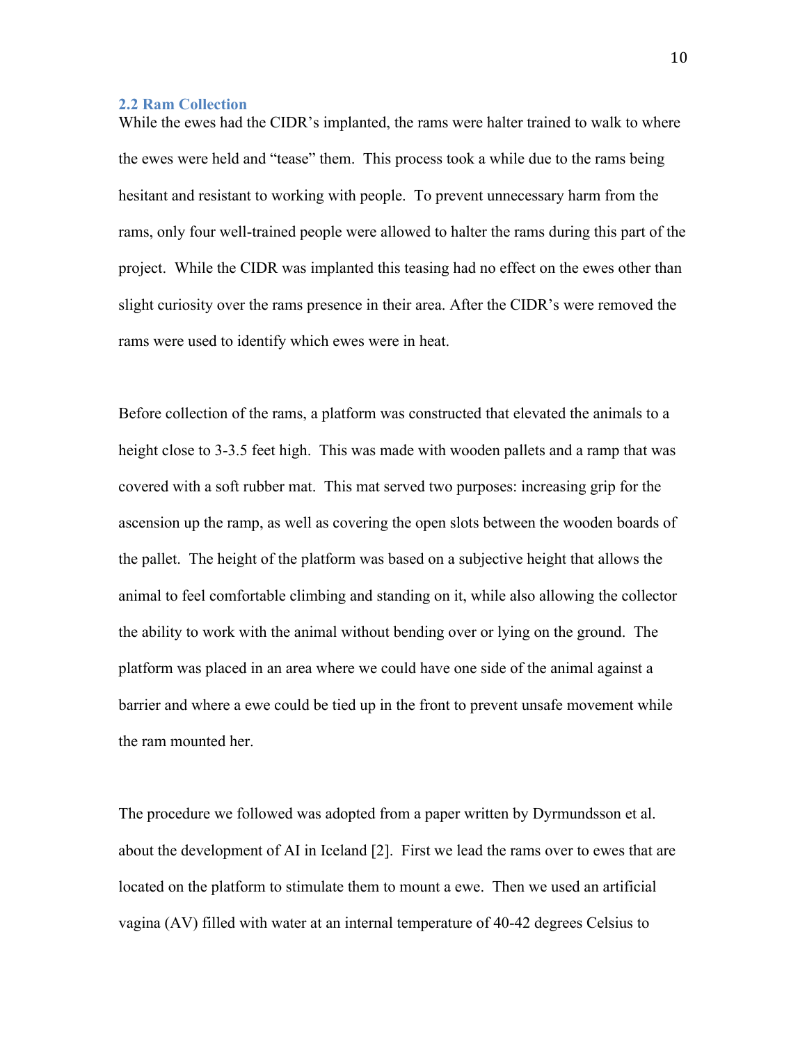### 2.2 Ram Collection

While the ewes had the CIDR's implanted, the rams were halter trained to walk to where the ewes were held and "tease" them. This process took a while due to the rams being hesitant and resistant to working with people. To prevent unnecessary harm from the rams, only four well-trained people were allowed to halter the rams during this part of the project. While the CIDR was implanted this teasing had no effect on the ewes other than slight curiosity over the rams presence in their area. After the CIDR's were removed the rams were used to identify which ewes were in heat.

Before collection of the rams, a platform was constructed that elevated the animals to a height close to 3-3.5 feet high. This was made with wooden pallets and a ramp that was covered with a soft rubber mat. This mat served two purposes: increasing grip for the ascension up the ramp, as well as covering the open slots between the wooden boards of the pallet. The height of the platform was based on a subjective height that allows the animal to feel comfortable climbing and standing on it, while also allowing the collector the ability to work with the animal without bending over or lying on the ground. The platform was placed in an area where we could have one side of the animal against a barrier and where a ewe could be tied up in the front to prevent unsafe movement while the ram mounted her.

The procedure we followed was adopted from a paper written by Dyrmundsson et al. about the development of AI in Iceland [2]. First we lead the rams over to ewes that are located on the platform to stimulate them to mount a ewe. Then we used an artificial vagina (AV) filled with water at an internal temperature of 40-42 degrees Celsius to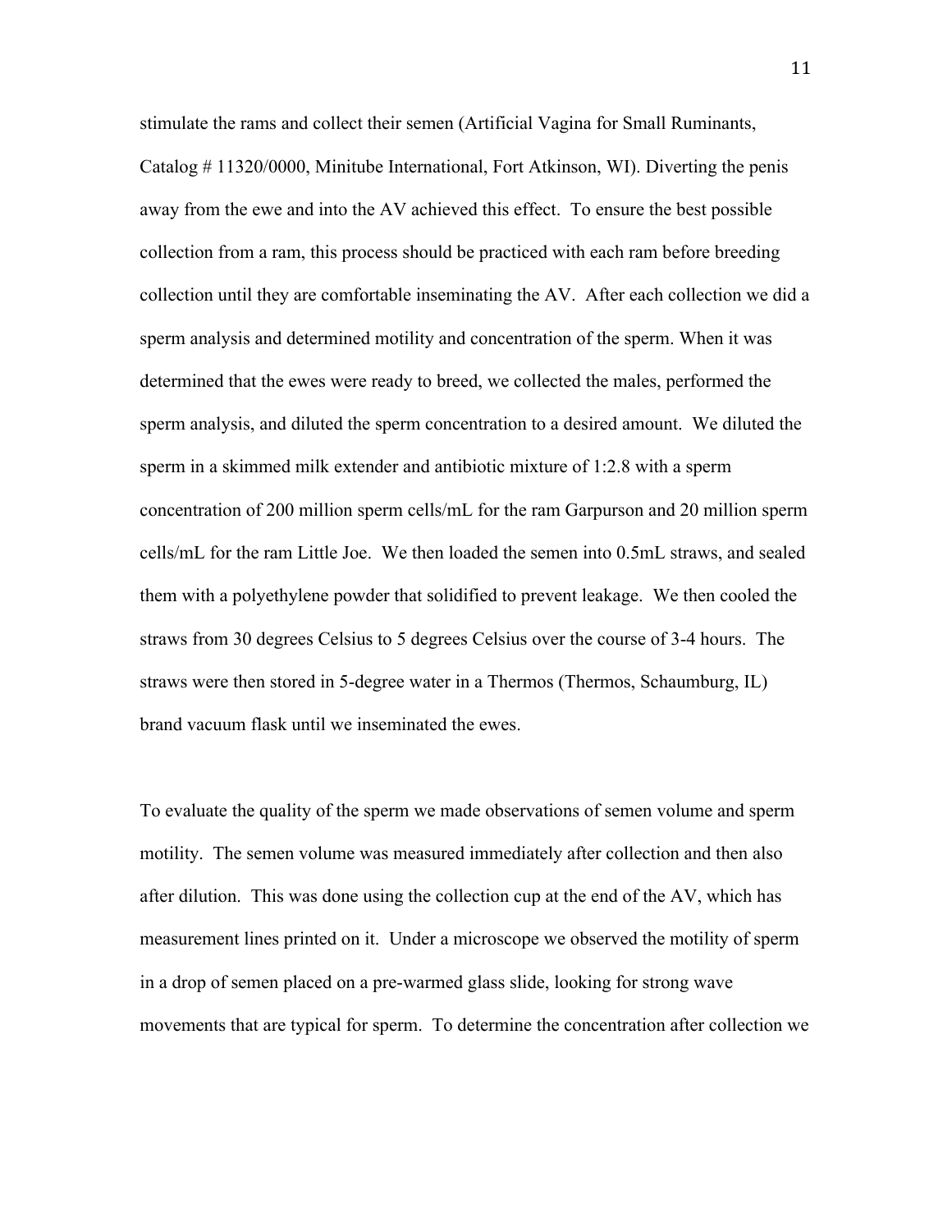stimulate the rams and collect their semen (Artificial Vagina for Small Ruminants, Catalog # 11320/0000, Minitube International, Fort Atkinson, WI). Diverting the penis away from the ewe and into the AV achieved this effect. To ensure the best possible collection from a ram, this process should be practiced with each ram before breeding collection until they are comfortable inseminating the AV. After each collection we did a sperm analysis and determined motility and concentration of the sperm. When it was determined that the ewes were ready to breed, we collected the males, performed the sperm analysis, and diluted the sperm concentration to a desired amount. We diluted the sperm in a skimmed milk extender and antibiotic mixture of 1:2.8 with a sperm concentration of 200 million sperm cells/mL for the ram Garpurson and 20 million sperm cells/mL for the ram Little Joe. We then loaded the semen into 0.5mL straws, and sealed them with a polyethylene powder that solidified to prevent leakage. We then cooled the straws from 30 degrees Celsius to 5 degrees Celsius over the course of 3-4 hours. The straws were then stored in 5-degree water in a Thermos (Thermos, Schaumburg, IL) brand vacuum flask until we inseminated the ewes.

To evaluate the quality of the sperm we made observations of semen volume and sperm motility. The semen volume was measured immediately after collection and then also after dilution. This was done using the collection cup at the end of the AV, which has measurement lines printed on it. Under a microscope we observed the motility of sperm in a drop of semen placed on a pre-warmed glass slide, looking for strong wave movements that are typical for sperm. To determine the concentration after collection we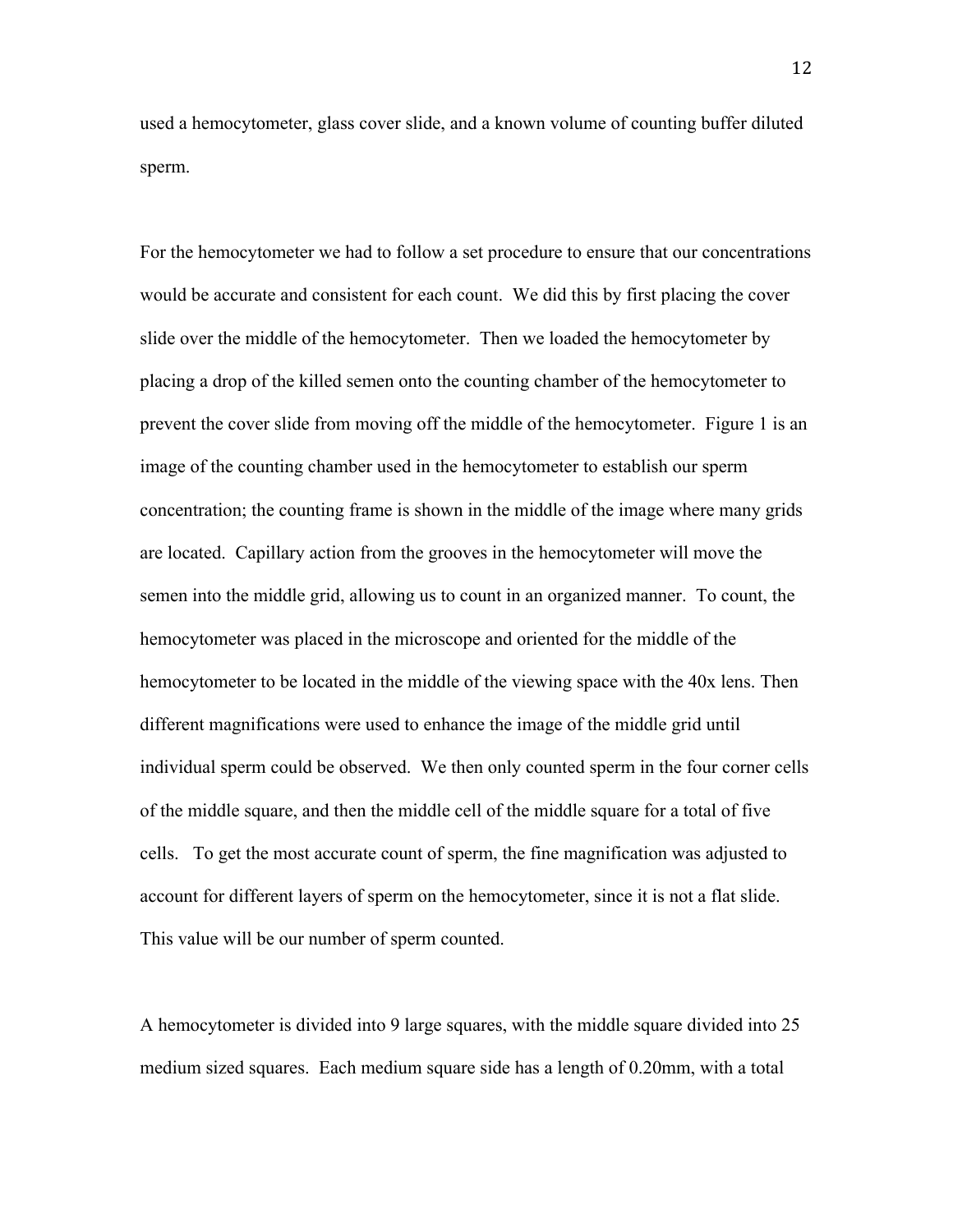used a hemocytometer, glass cover slide, and a known volume of counting buffer diluted sperm.

For the hemocytometer we had to follow a set procedure to ensure that our concentrations would be accurate and consistent for each count. We did this by first placing the cover slide over the middle of the hemocytometer. Then we loaded the hemocytometer by placing a drop of the killed semen onto the counting chamber of the hemocytometer to prevent the cover slide from moving off the middle of the hemocytometer. Figure 1 is an image of the counting chamber used in the hemocytometer to establish our sperm concentration; the counting frame is shown in the middle of the image where many grids are located. Capillary action from the grooves in the hemocytometer will move the semen into the middle grid, allowing us to count in an organized manner. To count, the hemocytometer was placed in the microscope and oriented for the middle of the hemocytometer to be located in the middle of the viewing space with the 40x lens. Then different magnifications were used to enhance the image of the middle grid until individual sperm could be observed. We then only counted sperm in the four corner cells of the middle square, and then the middle cell of the middle square for a total of five cells. To get the most accurate count of sperm, the fine magnification was adjusted to account for different layers of sperm on the hemocytometer, since it is not a flat slide. This value will be our number of sperm counted.

A hemocytometer is divided into 9 large squares, with the middle square divided into 25 medium sized squares. Each medium square side has a length of 0.20mm, with a total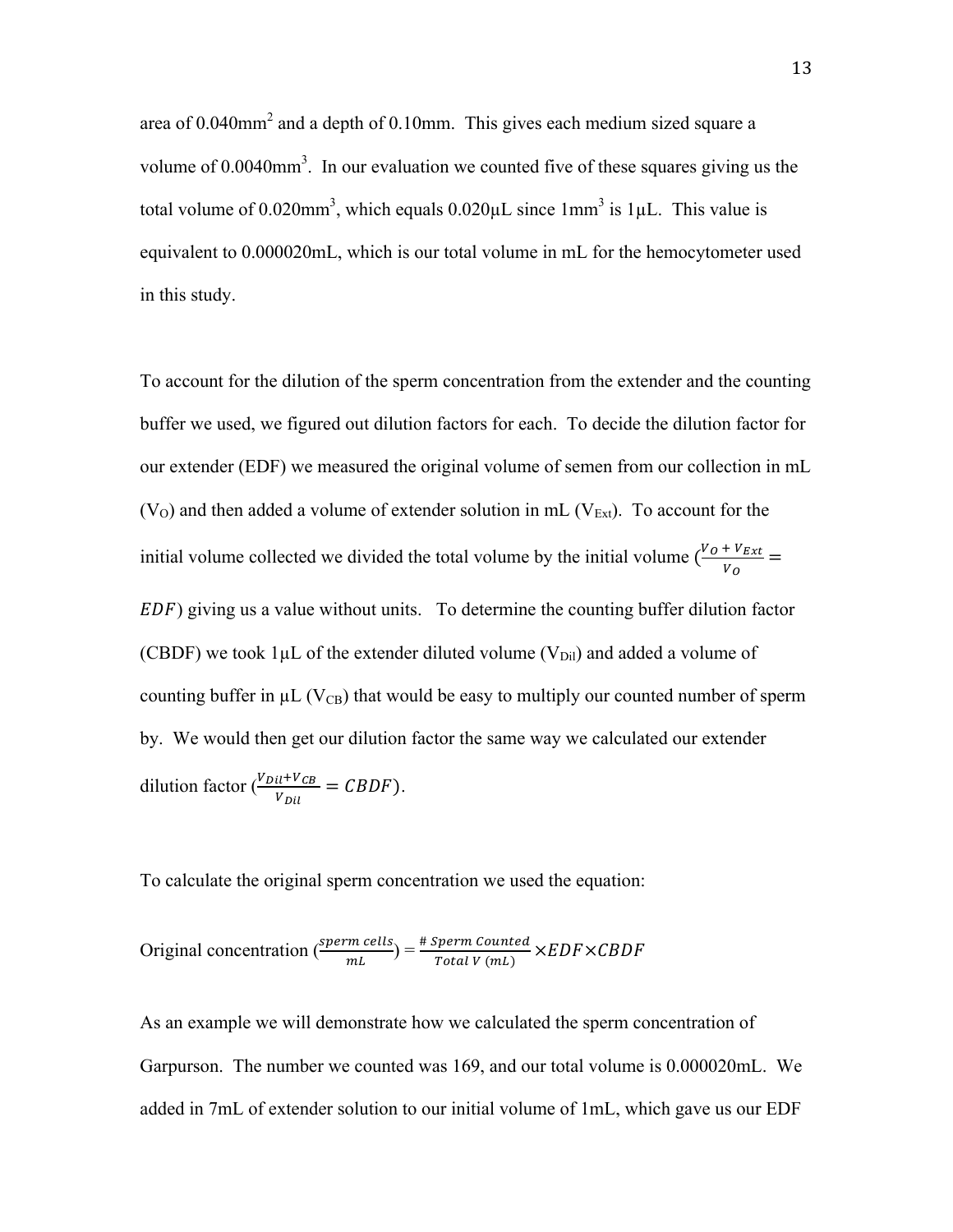area of $0.040mm^2$ and a depth of 0.10mm. This gives each medium sized square a volume of $0.0040mm^3$. In our evaluation we counted five of these squares giving us the total volume of $0.020mm^3$, which equals 0.020μL since $1mm^3$ is 1μL. This value is equivalent to 0.000020mL, which is our total volume in mL for the hemocytometer used in this study.

To account for the dilution of the sperm concentration from the extender and the counting buffer we used, we figured out dilution factors for each. To decide the dilution factor for our extender (EDF) we measured the original volume of semen from our collection in mL ($V_O$) and then added a volume of extender solution in mL ($V_{Ext}$). To account for the initial volume collected we divided the total volume by the initial volume ($\frac{V_O + V_{Ext}}{V_O} = EDF$) giving us a value without units. To determine the counting buffer dilution factor (CBDF) we took 1μL of the extender diluted volume ($V_{Dil}$) and added a volume of counting buffer in μL ($V_{CB}$) that would be easy to multiply our counted number of sperm by. We would then get our dilution factor the same way we calculated our extender dilution factor ($\frac{V_{Dil}+V_{CB}}{V_{Dil}} = CBDF$).

To calculate the original sperm concentration we used the equation:

Original concentration ($\frac{sperm\ cells}{mL}$) = $\frac{\#\ Sperm\ Counted}{Total\ V\ (mL)} \times EDF \times CBDF$

As an example we will demonstrate how we calculated the sperm concentration of Garpurson. The number we counted was 169, and our total volume is 0.000020mL. We added in 7mL of extender solution to our initial volume of 1mL, which gave us our EDF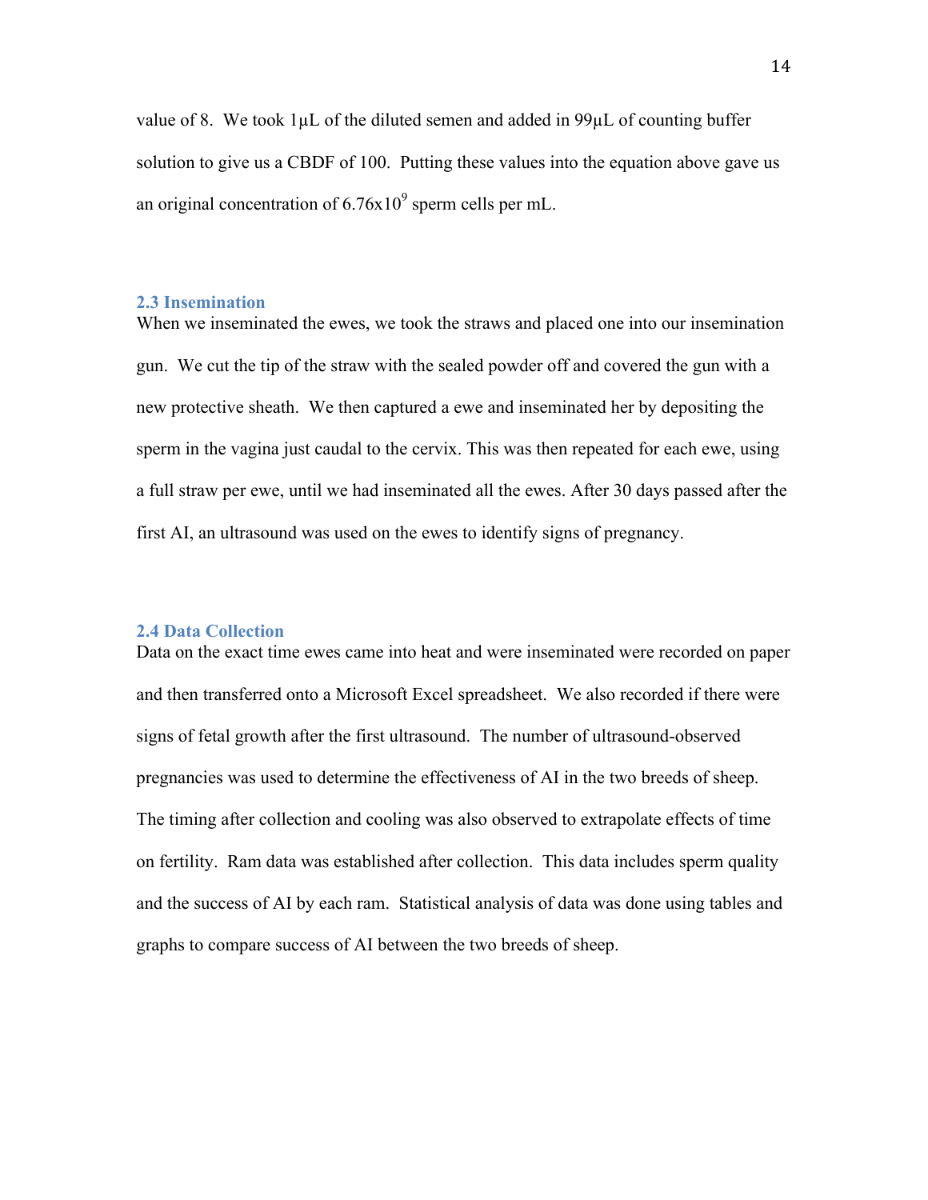value of 8. We took 1μL of the diluted semen and added in 99μL of counting buffer solution to give us a CBDF of 100. Putting these values into the equation above gave us an original concentration of $6.76 \times 10^9$ sperm cells per mL.

### 2.3 Insemination

When we inseminated the ewes, we took the straws and placed one into our insemination gun. We cut the tip of the straw with the sealed powder off and covered the gun with a new protective sheath. We then captured a ewe and inseminated her by depositing the sperm in the vagina just caudal to the cervix. This was then repeated for each ewe, using a full straw per ewe, until we had inseminated all the ewes. After 30 days passed after the first AI, an ultrasound was used on the ewes to identify signs of pregnancy.

### 2.4 Data Collection

Data on the exact time ewes came into heat and were inseminated were recorded on paper and then transferred onto a Microsoft Excel spreadsheet. We also recorded if there were signs of fetal growth after the first ultrasound. The number of ultrasound-observed pregnancies was used to determine the effectiveness of AI in the two breeds of sheep. The timing after collection and cooling was also observed to extrapolate effects of time on fertility. Ram data was established after collection. This data includes sperm quality and the success of AI by each ram. Statistical analysis of data was done using tables and graphs to compare success of AI between the two breeds of sheep.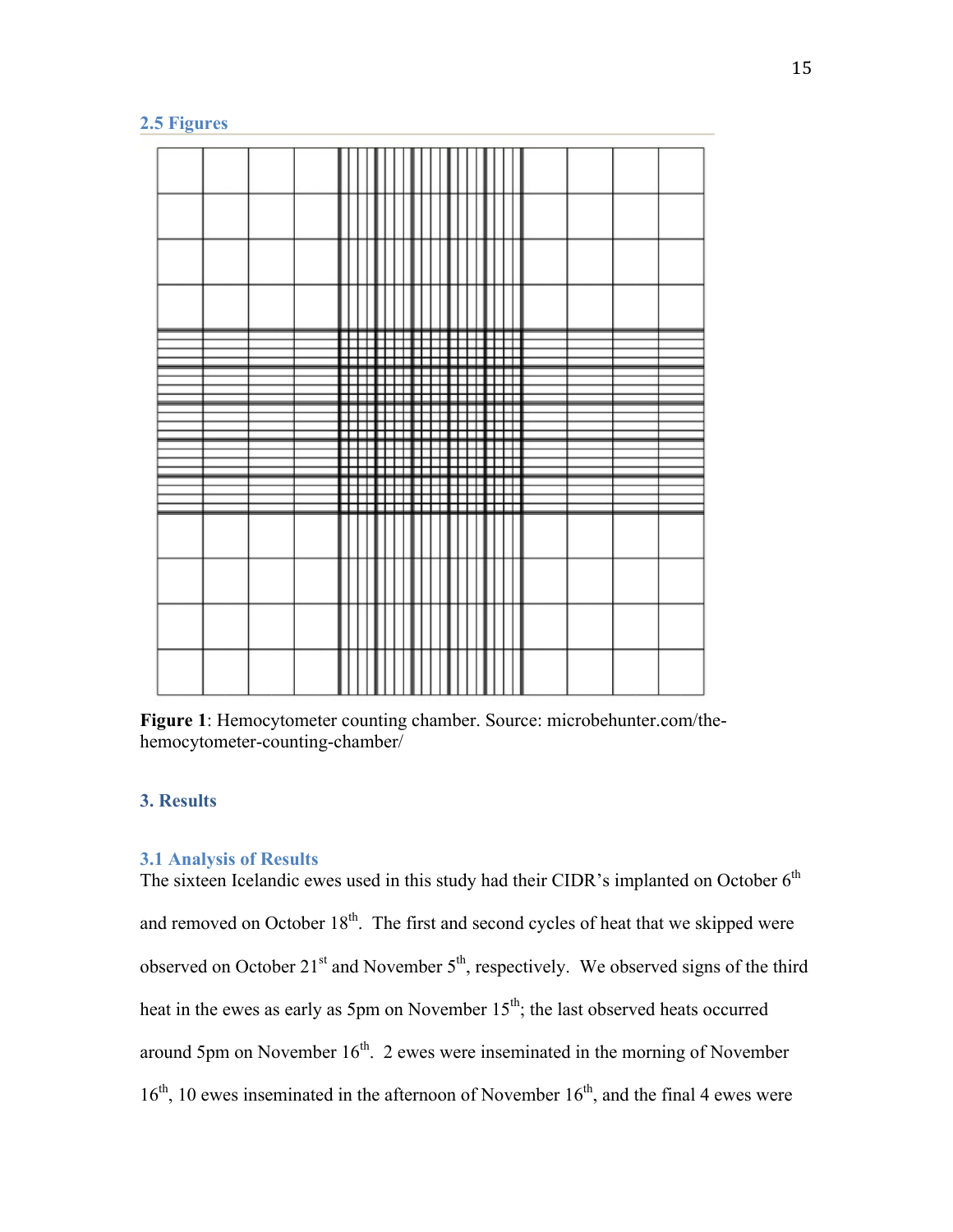## 2.5 Figures

**Figure 1**: Hemocytometer counting chamber. Source: microbehunter.com/the-hemocytometer-counting-chamber/

# 3. Results

## 3.1 Analysis of Results

The sixteen Icelandic ewes used in this study had their CIDR's implanted on October 6th and removed on October 18th. The first and second cycles of heat that we skipped were observed on October 21st and November 5th, respectively. We observed signs of the third heat in the ewes as early as 5pm on November 15th; the last observed heats occurred around 5pm on November 16th. 2 ewes were inseminated in the morning of November 16th, 10 ewes inseminated in the afternoon of November 16th, and the final 4 ewes were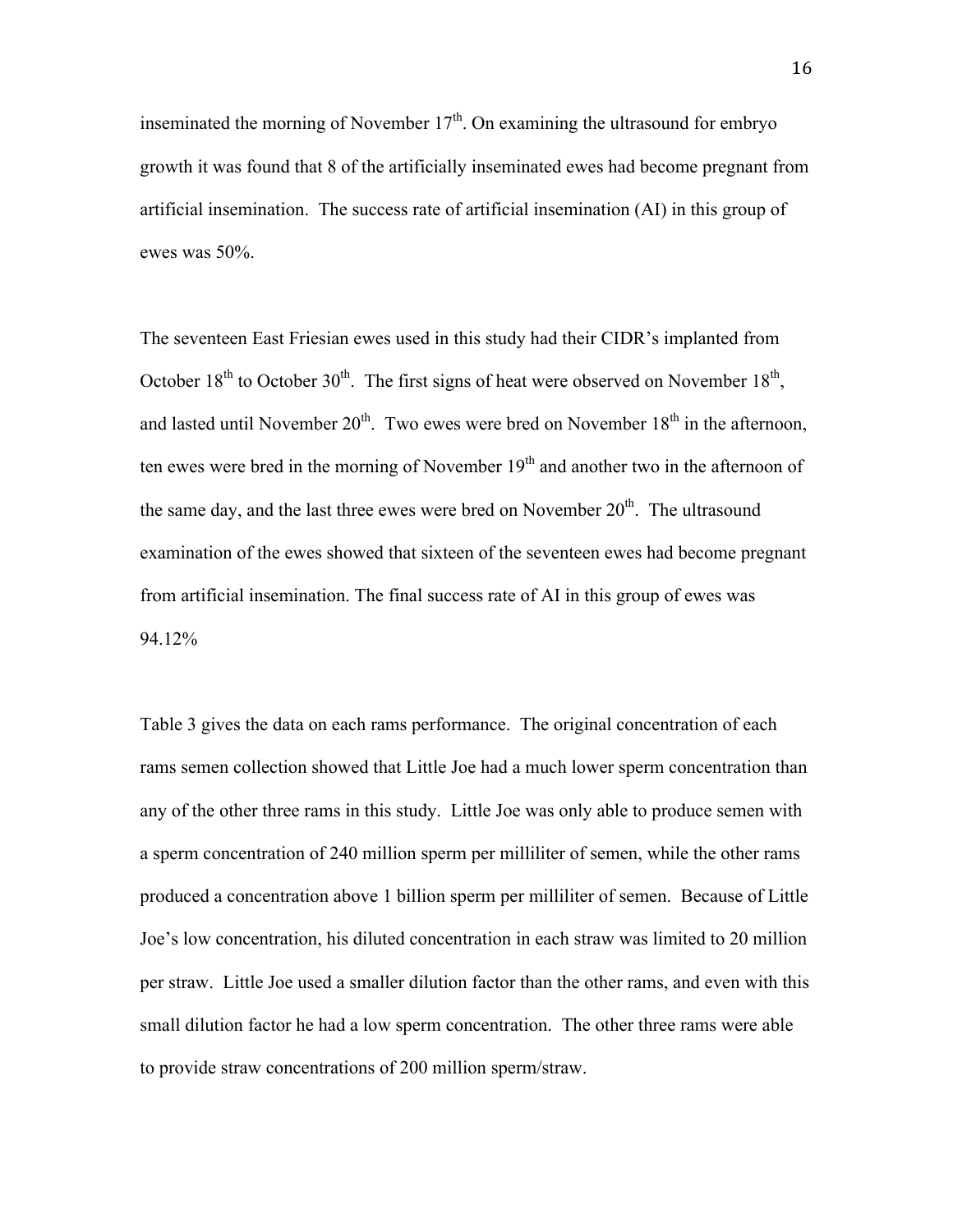inseminated the morning of November 17th. On examining the ultrasound for embryo growth it was found that 8 of the artificially inseminated ewes had become pregnant from artificial insemination. The success rate of artificial insemination (AI) in this group of ewes was 50%.

The seventeen East Friesian ewes used in this study had their CIDR's implanted from October 18th to October 30th. The first signs of heat were observed on November 18th, and lasted until November 20th. Two ewes were bred on November 18th in the afternoon, ten ewes were bred in the morning of November 19th and another two in the afternoon of the same day, and the last three ewes were bred on November 20th. The ultrasound examination of the ewes showed that sixteen of the seventeen ewes had become pregnant from artificial insemination. The final success rate of AI in this group of ewes was 94.12%

Table 3 gives the data on each rams performance. The original concentration of each rams semen collection showed that Little Joe had a much lower sperm concentration than any of the other three rams in this study. Little Joe was only able to produce semen with a sperm concentration of 240 million sperm per milliliter of semen, while the other rams produced a concentration above 1 billion sperm per milliliter of semen. Because of Little Joe's low concentration, his diluted concentration in each straw was limited to 20 million per straw. Little Joe used a smaller dilution factor than the other rams, and even with this small dilution factor he had a low sperm concentration. The other three rams were able to provide straw concentrations of 200 million sperm/straw.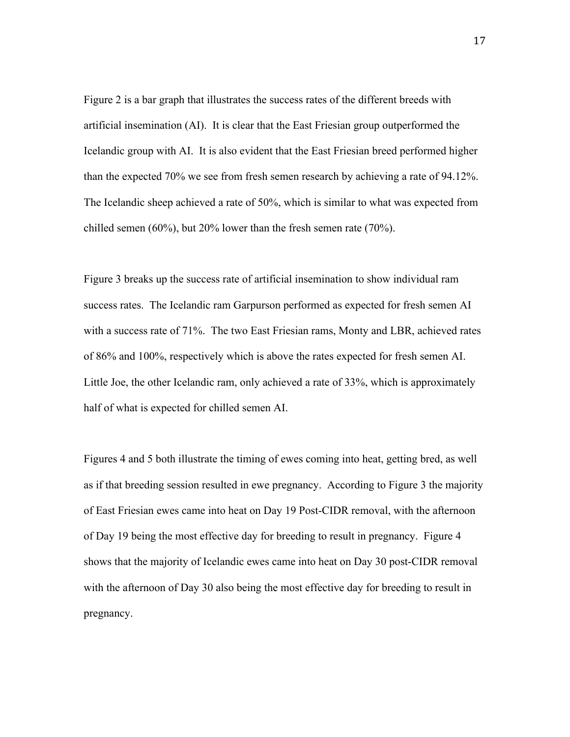Figure 2 is a bar graph that illustrates the success rates of the different breeds with artificial insemination (AI). It is clear that the East Friesian group outperformed the Icelandic group with AI. It is also evident that the East Friesian breed performed higher than the expected 70% we see from fresh semen research by achieving a rate of 94.12%. The Icelandic sheep achieved a rate of 50%, which is similar to what was expected from chilled semen (60%), but 20% lower than the fresh semen rate (70%).

Figure 3 breaks up the success rate of artificial insemination to show individual ram success rates. The Icelandic ram Garpurson performed as expected for fresh semen AI with a success rate of 71%. The two East Friesian rams, Monty and LBR, achieved rates of 86% and 100%, respectively which is above the rates expected for fresh semen AI. Little Joe, the other Icelandic ram, only achieved a rate of 33%, which is approximately half of what is expected for chilled semen AI.

Figures 4 and 5 both illustrate the timing of ewes coming into heat, getting bred, as well as if that breeding session resulted in ewe pregnancy. According to Figure 3 the majority of East Friesian ewes came into heat on Day 19 Post-CIDR removal, with the afternoon of Day 19 being the most effective day for breeding to result in pregnancy. Figure 4 shows that the majority of Icelandic ewes came into heat on Day 30 post-CIDR removal with the afternoon of Day 30 also being the most effective day for breeding to result in pregnancy.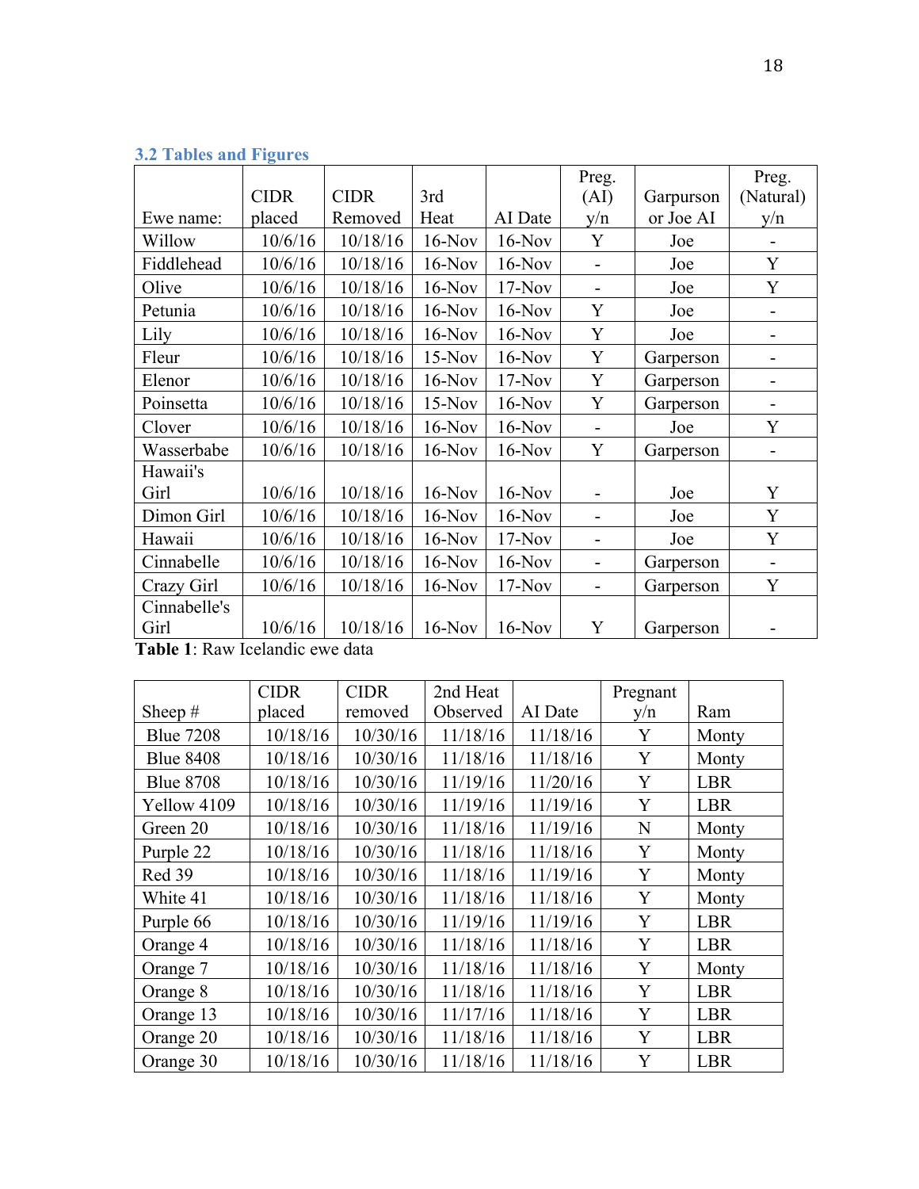### 3.2 Tables and Figures

| Ewe name: | CIDR placed | CIDR Removed | 3rd Heat | AI Date | Preg. (AI) y/n | Garpurson or Joe AI | Preg. (Natural) y/n |
|---|---|---|---|---|---|---|---|
| Willow | 10/6/16 | 10/18/16 | 16-Nov | 16-Nov | Y | Joe | - |
| Fiddlehead | 10/6/16 | 10/18/16 | 16-Nov | 16-Nov | - | Joe | Y |
| Olive | 10/6/16 | 10/18/16 | 16-Nov | 17-Nov | - | Joe | Y |
| Petunia | 10/6/16 | 10/18/16 | 16-Nov | 16-Nov | Y | Joe | - |
| Lily | 10/6/16 | 10/18/16 | 16-Nov | 16-Nov | Y | Joe | - |
| Fleur | 10/6/16 | 10/18/16 | 15-Nov | 16-Nov | Y | Garperson | - |
| Elenor | 10/6/16 | 10/18/16 | 16-Nov | 17-Nov | Y | Garperson | - |
| Poinsetta | 10/6/16 | 10/18/16 | 15-Nov | 16-Nov | Y | Garperson | - |
| Clover | 10/6/16 | 10/18/16 | 16-Nov | 16-Nov | - | Joe | Y |
| Wasserbabe | 10/6/16 | 10/18/16 | 16-Nov | 16-Nov | Y | Garperson | - |
| Hawaii's Girl | 10/6/16 | 10/18/16 | 16-Nov | 16-Nov | - | Joe | Y |
| Dimon Girl | 10/6/16 | 10/18/16 | 16-Nov | 16-Nov | - | Joe | Y |
| Hawaii | 10/6/16 | 10/18/16 | 16-Nov | 17-Nov | - | Joe | Y |
| Cinnabelle | 10/6/16 | 10/18/16 | 16-Nov | 16-Nov | - | Garperson | - |
| Crazy Girl | 10/6/16 | 10/18/16 | 16-Nov | 17-Nov | - | Garperson | Y |
| Cinnabelle's Girl | 10/6/16 | 10/18/16 | 16-Nov | 16-Nov | Y | Garperson | - |

**Table 1**: Raw Icelandic ewe data

| Sheep # | CIDR placed | CIDR removed | 2nd Heat Observed | AI Date | Pregnant y/n | Ram |
|---|---|---|---|---|---|---|
| Blue 7208 | 10/18/16 | 10/30/16 | 11/18/16 | 11/18/16 | Y | Monty |
| Blue 8408 | 10/18/16 | 10/30/16 | 11/18/16 | 11/18/16 | Y | Monty |
| Blue 8708 | 10/18/16 | 10/30/16 | 11/19/16 | 11/20/16 | Y | LBR |
| Yellow 4109 | 10/18/16 | 10/30/16 | 11/19/16 | 11/19/16 | Y | LBR |
| Green 20 | 10/18/16 | 10/30/16 | 11/18/16 | 11/19/16 | N | Monty |
| Purple 22 | 10/18/16 | 10/30/16 | 11/18/16 | 11/18/16 | Y | Monty |
| Red 39 | 10/18/16 | 10/30/16 | 11/18/16 | 11/19/16 | Y | Monty |
| White 41 | 10/18/16 | 10/30/16 | 11/18/16 | 11/18/16 | Y | Monty |
| Purple 66 | 10/18/16 | 10/30/16 | 11/19/16 | 11/19/16 | Y | LBR |
| Orange 4 | 10/18/16 | 10/30/16 | 11/18/16 | 11/18/16 | Y | LBR |
| Orange 7 | 10/18/16 | 10/30/16 | 11/18/16 | 11/18/16 | Y | Monty |
| Orange 8 | 10/18/16 | 10/30/16 | 11/18/16 | 11/18/16 | Y | LBR |
| Orange 13 | 10/18/16 | 10/30/16 | 11/17/16 | 11/18/16 | Y | LBR |
| Orange 20 | 10/18/16 | 10/30/16 | 11/18/16 | 11/18/16 | Y | LBR |
| Orange 30 | 10/18/16 | 10/30/16 | 11/18/16 | 11/18/16 | Y | LBR |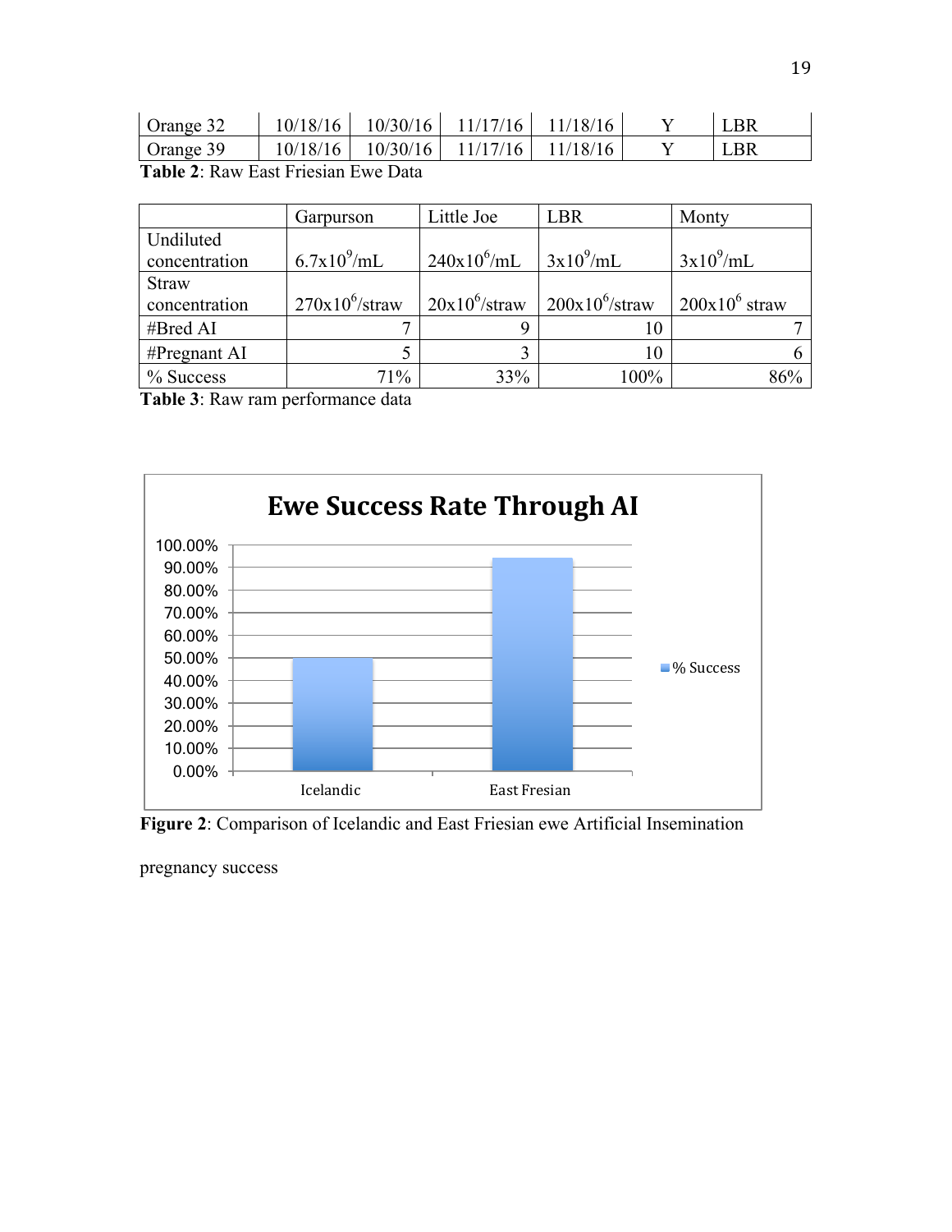| Orange 32 | 10/18/16 | 10/30/16 | 11/17/16 | 11/18/16 | Y | LBR |
|---|---|---|---|---|---|---|
| Orange 39 | 10/18/16 | 10/30/16 | 11/17/16 | 11/18/16 | Y | LBR |

**Table 2**: Raw East Friesian Ewe Data

| | Garpurson | Little Joe | LBR | Monty |
|---|---|---|---|---|
| Undiluted concentration | $6.7 \times 10^9$/mL | $240 \times 10^6$/mL | $3 \times 10^9$/mL | $3 \times 10^9$/mL |
| Straw concentration | $270 \times 10^6$/straw | $20 \times 10^6$/straw | $200 \times 10^6$/straw | $200 \times 10^6$ straw |
| #Bred AI | 7 | 9 | 10 | 7 |
| #Pregnant AI | 5 | 3 | 10 | 6 |
| % Success | 71% | 33% | 100% | 86% |

**Table 3**: Raw ram performance data

**Ewe Success Rate Through AI**

| | % Success |
|---|---|
| Icelandic | 50.00% |
| East Fresian | 94.00% |

**Figure 2**: Comparison of Icelandic and East Friesian ewe Artificial Insemination pregnancy success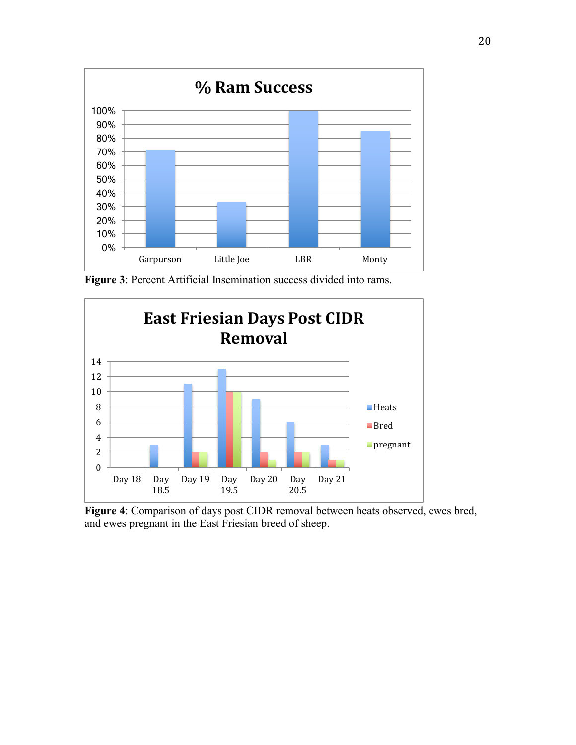**Figure 3**: Percent Artificial Insemination success divided into rams.

**Figure 4**: Comparison of days post CIDR removal between heats observed, ewes bred, and ewes pregnant in the East Friesian breed of sheep.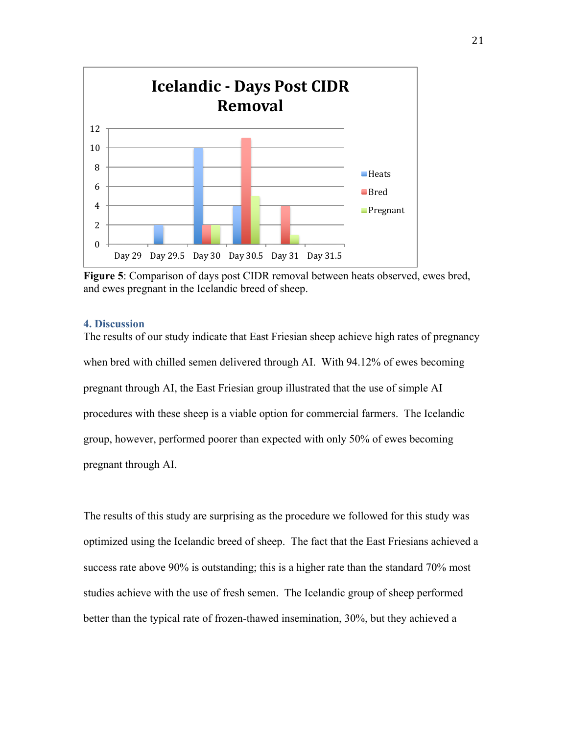**Figure 5**: Comparison of days post CIDR removal between heats observed, ewes bred, and ewes pregnant in the Icelandic breed of sheep.

## 4. Discussion

The results of our study indicate that East Friesian sheep achieve high rates of pregnancy when bred with chilled semen delivered through AI. With 94.12% of ewes becoming pregnant through AI, the East Friesian group illustrated that the use of simple AI procedures with these sheep is a viable option for commercial farmers. The Icelandic group, however, performed poorer than expected with only 50% of ewes becoming pregnant through AI.

The results of this study are surprising as the procedure we followed for this study was optimized using the Icelandic breed of sheep. The fact that the East Friesians achieved a success rate above 90% is outstanding; this is a higher rate than the standard 70% most studies achieve with the use of fresh semen. The Icelandic group of sheep performed better than the typical rate of frozen-thawed insemination, 30%, but they achieved a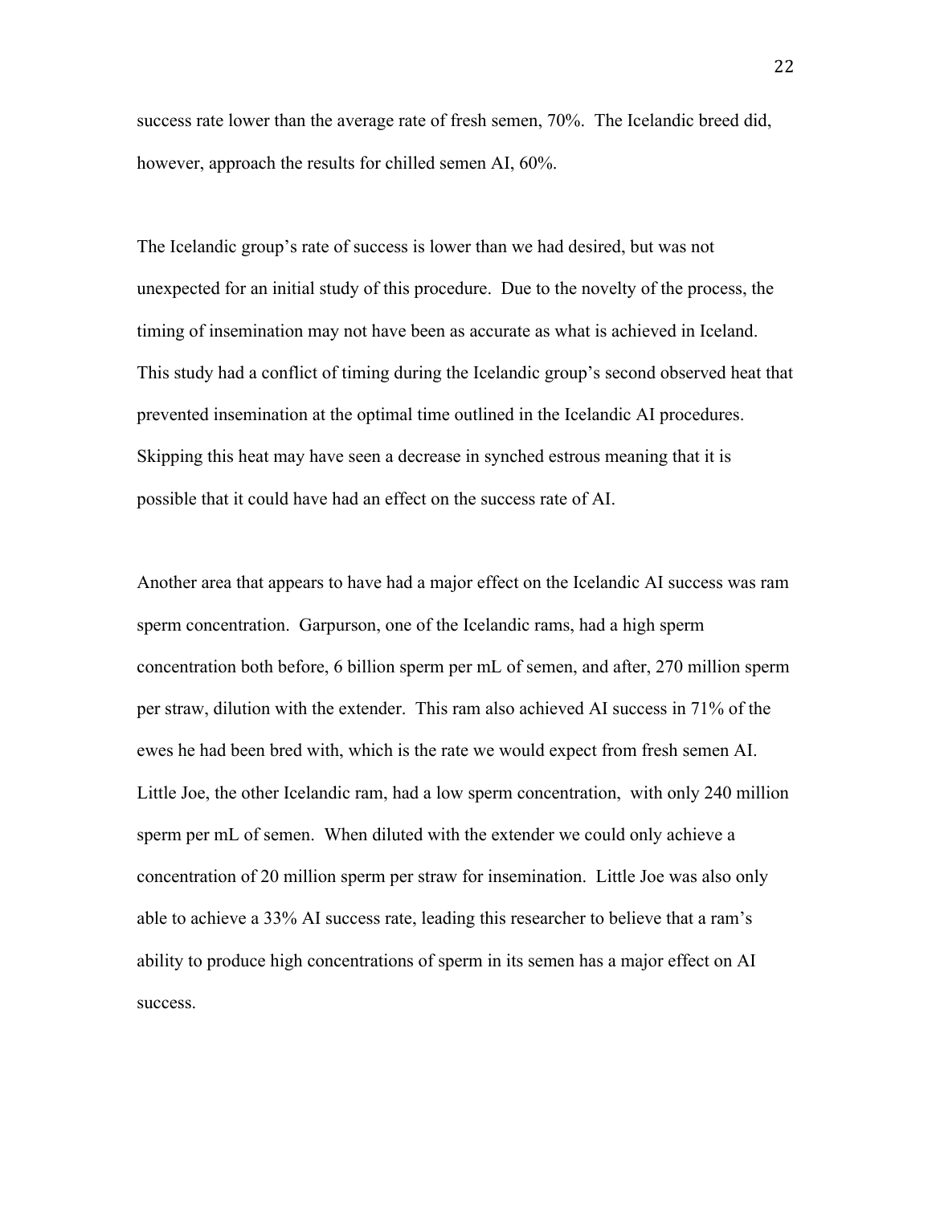success rate lower than the average rate of fresh semen, 70%. The Icelandic breed did, however, approach the results for chilled semen AI, 60%.

The Icelandic group's rate of success is lower than we had desired, but was not unexpected for an initial study of this procedure. Due to the novelty of the process, the timing of insemination may not have been as accurate as what is achieved in Iceland. This study had a conflict of timing during the Icelandic group's second observed heat that prevented insemination at the optimal time outlined in the Icelandic AI procedures. Skipping this heat may have seen a decrease in synched estrous meaning that it is possible that it could have had an effect on the success rate of AI.

Another area that appears to have had a major effect on the Icelandic AI success was ram sperm concentration. Garpurson, one of the Icelandic rams, had a high sperm concentration both before, 6 billion sperm per mL of semen, and after, 270 million sperm per straw, dilution with the extender. This ram also achieved AI success in 71% of the ewes he had been bred with, which is the rate we would expect from fresh semen AI. Little Joe, the other Icelandic ram, had a low sperm concentration, with only 240 million sperm per mL of semen. When diluted with the extender we could only achieve a concentration of 20 million sperm per straw for insemination. Little Joe was also only able to achieve a 33% AI success rate, leading this researcher to believe that a ram's ability to produce high concentrations of sperm in its semen has a major effect on AI success.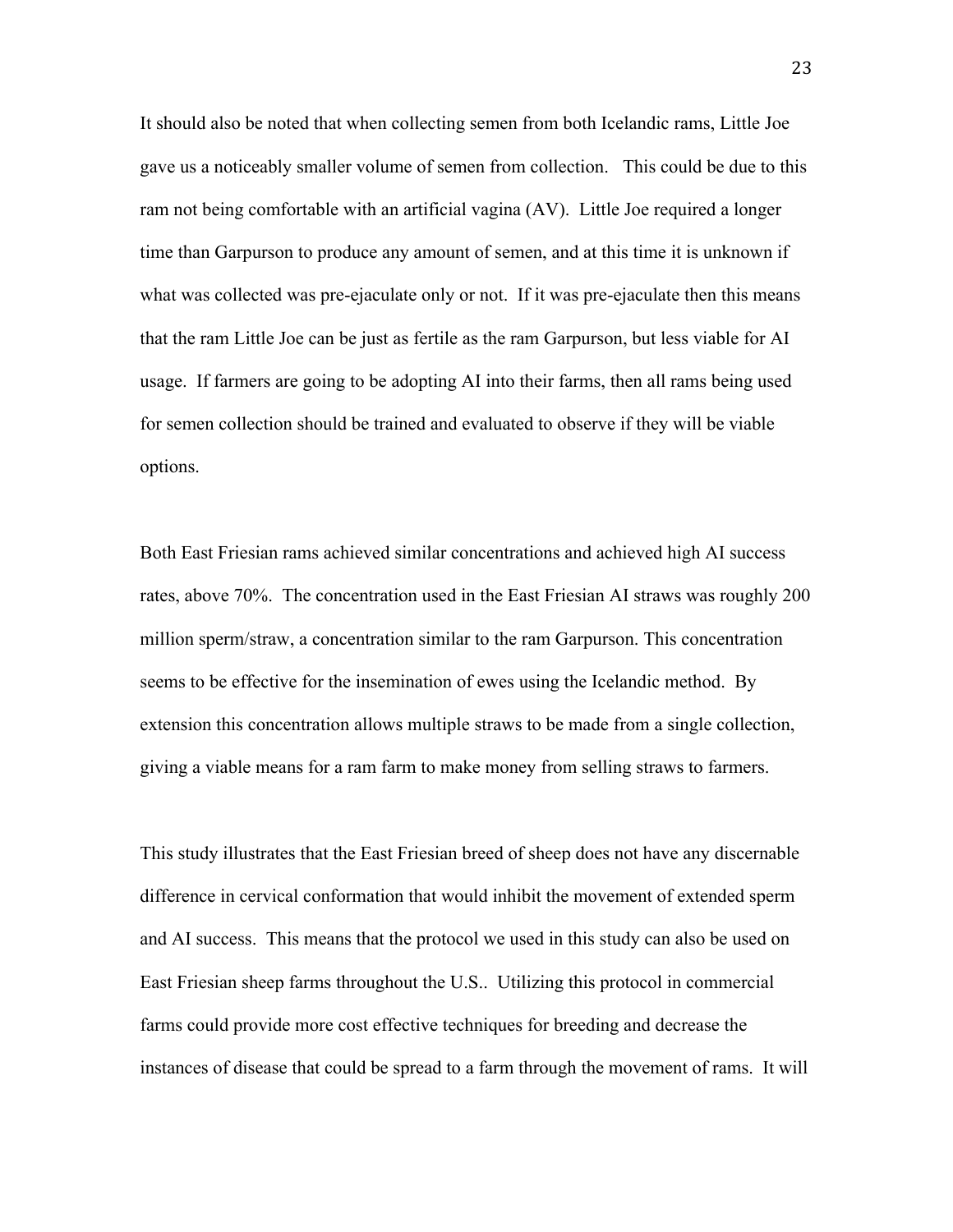It should also be noted that when collecting semen from both Icelandic rams, Little Joe gave us a noticeably smaller volume of semen from collection. This could be due to this ram not being comfortable with an artificial vagina (AV). Little Joe required a longer time than Garpurson to produce any amount of semen, and at this time it is unknown if what was collected was pre-ejaculate only or not. If it was pre-ejaculate then this means that the ram Little Joe can be just as fertile as the ram Garpurson, but less viable for AI usage. If farmers are going to be adopting AI into their farms, then all rams being used for semen collection should be trained and evaluated to observe if they will be viable options.

Both East Friesian rams achieved similar concentrations and achieved high AI success rates, above 70%. The concentration used in the East Friesian AI straws was roughly 200 million sperm/straw, a concentration similar to the ram Garpurson. This concentration seems to be effective for the insemination of ewes using the Icelandic method. By extension this concentration allows multiple straws to be made from a single collection, giving a viable means for a ram farm to make money from selling straws to farmers.

This study illustrates that the East Friesian breed of sheep does not have any discernable difference in cervical conformation that would inhibit the movement of extended sperm and AI success. This means that the protocol we used in this study can also be used on East Friesian sheep farms throughout the U.S.. Utilizing this protocol in commercial farms could provide more cost effective techniques for breeding and decrease the instances of disease that could be spread to a farm through the movement of rams. It will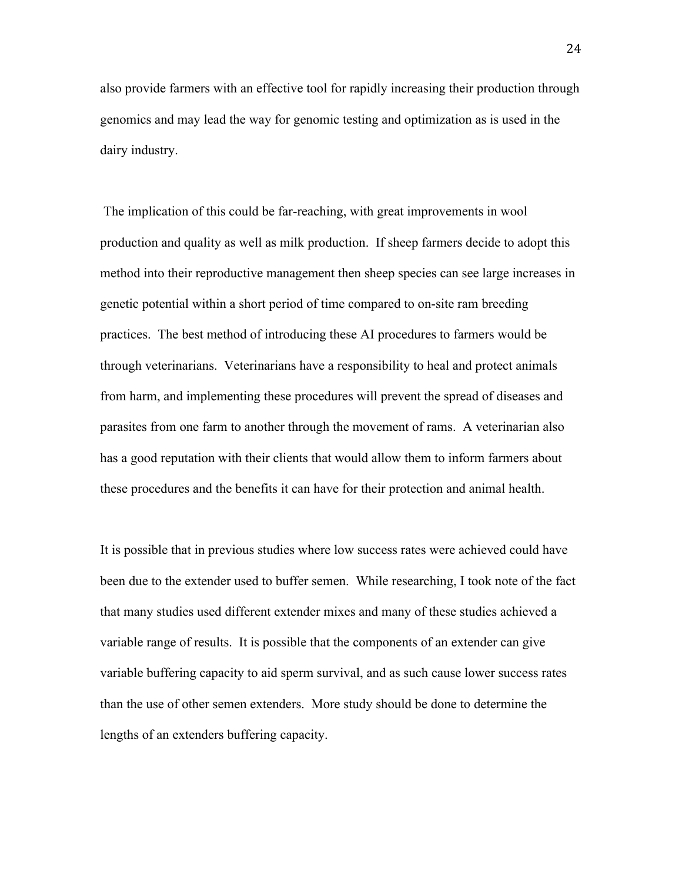also provide farmers with an effective tool for rapidly increasing their production through genomics and may lead the way for genomic testing and optimization as is used in the dairy industry.

The implication of this could be far-reaching, with great improvements in wool production and quality as well as milk production. If sheep farmers decide to adopt this method into their reproductive management then sheep species can see large increases in genetic potential within a short period of time compared to on-site ram breeding practices. The best method of introducing these AI procedures to farmers would be through veterinarians. Veterinarians have a responsibility to heal and protect animals from harm, and implementing these procedures will prevent the spread of diseases and parasites from one farm to another through the movement of rams. A veterinarian also has a good reputation with their clients that would allow them to inform farmers about these procedures and the benefits it can have for their protection and animal health.

It is possible that in previous studies where low success rates were achieved could have been due to the extender used to buffer semen. While researching, I took note of the fact that many studies used different extender mixes and many of these studies achieved a variable range of results. It is possible that the components of an extender can give variable buffering capacity to aid sperm survival, and as such cause lower success rates than the use of other semen extenders. More study should be done to determine the lengths of an extenders buffering capacity.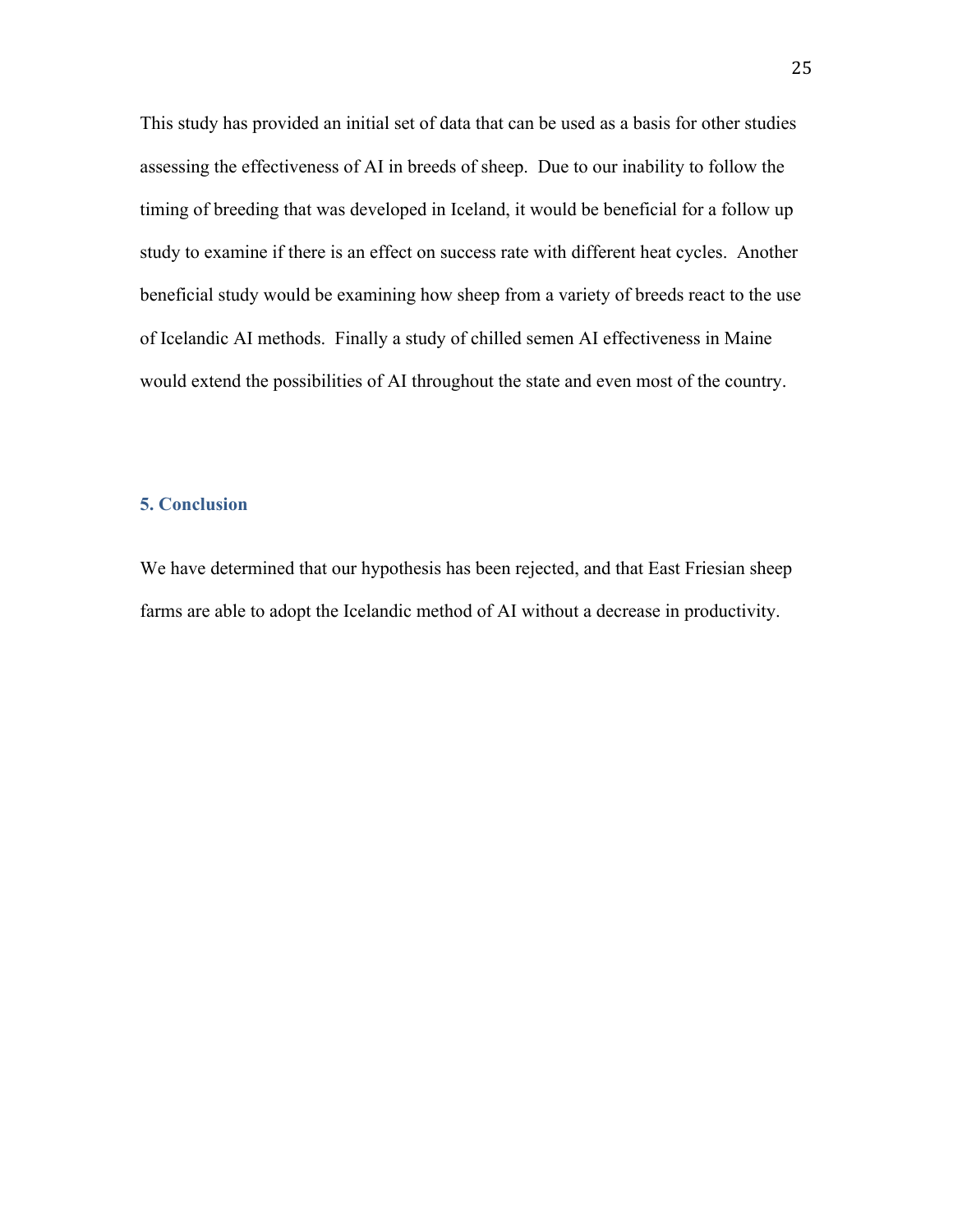This study has provided an initial set of data that can be used as a basis for other studies assessing the effectiveness of AI in breeds of sheep.  Due to our inability to follow the timing of breeding that was developed in Iceland, it would be beneficial for a follow up study to examine if there is an effect on success rate with different heat cycles.  Another beneficial study would be examining how sheep from a variety of breeds react to the use of Icelandic AI methods.  Finally a study of chilled semen AI effectiveness in Maine would extend the possibilities of AI throughout the state and even most of the country.

## 5. Conclusion

We have determined that our hypothesis has been rejected, and that East Friesian sheep farms are able to adopt the Icelandic method of AI without a decrease in productivity.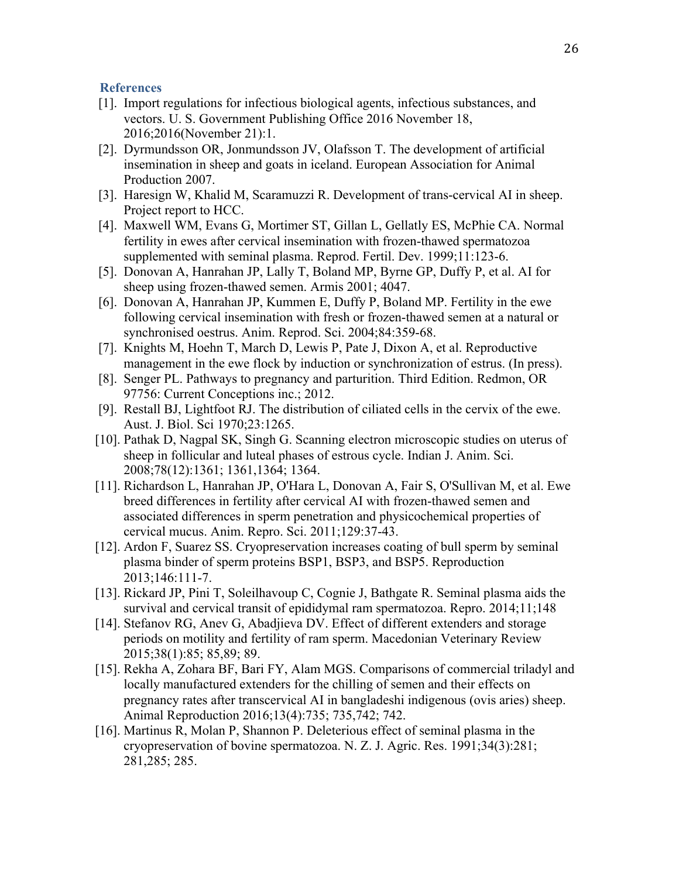## References

[1]. Import regulations for infectious biological agents, infectious substances, and vectors. U. S. Government Publishing Office 2016 November 18, 2016;2016(November 21):1.

[2]. Dyrmundsson OR, Jonmundsson JV, Olafsson T. The development of artificial insemination in sheep and goats in iceland. European Association for Animal Production 2007.

[3]. Haresign W, Khalid M, Scaramuzzi R. Development of trans-cervical AI in sheep. Project report to HCC.

[4]. Maxwell WM, Evans G, Mortimer ST, Gillan L, Gellatly ES, McPhie CA. Normal fertility in ewes after cervical insemination with frozen-thawed spermatozoa supplemented with seminal plasma. Reprod. Fertil. Dev. 1999;11:123-6.

[5]. Donovan A, Hanrahan JP, Lally T, Boland MP, Byrne GP, Duffy P, et al. AI for sheep using frozen-thawed semen. Armis 2001; 4047.

[6]. Donovan A, Hanrahan JP, Kummen E, Duffy P, Boland MP. Fertility in the ewe following cervical insemination with fresh or frozen-thawed semen at a natural or synchronised oestrus. Anim. Reprod. Sci. 2004;84:359-68.

[7]. Knights M, Hoehn T, March D, Lewis P, Pate J, Dixon A, et al. Reproductive management in the ewe flock by induction or synchronization of estrus. (In press).

[8]. Senger PL. Pathways to pregnancy and parturition. Third Edition. Redmon, OR 97756: Current Conceptions inc.; 2012.

[9]. Restall BJ, Lightfoot RJ. The distribution of ciliated cells in the cervix of the ewe. Aust. J. Biol. Sci 1970;23:1265.

[10]. Pathak D, Nagpal SK, Singh G. Scanning electron microscopic studies on uterus of sheep in follicular and luteal phases of estrous cycle. Indian J. Anim. Sci. 2008;78(12):1361; 1361,1364; 1364.

[11]. Richardson L, Hanrahan JP, O'Hara L, Donovan A, Fair S, O'Sullivan M, et al. Ewe breed differences in fertility after cervical AI with frozen-thawed semen and associated differences in sperm penetration and physicochemical properties of cervical mucus. Anim. Repro. Sci. 2011;129:37-43.

[12]. Ardon F, Suarez SS. Cryopreservation increases coating of bull sperm by seminal plasma binder of sperm proteins BSP1, BSP3, and BSP5. Reproduction 2013;146:111-7.

[13]. Rickard JP, Pini T, Soleilhavoup C, Cognie J, Bathgate R. Seminal plasma aids the survival and cervical transit of epididymal ram spermatozoa. Repro. 2014;11;148

[14]. Stefanov RG, Anev G, Abadjieva DV. Effect of different extenders and storage periods on motility and fertility of ram sperm. Macedonian Veterinary Review 2015;38(1):85; 85,89; 89.

[15]. Rekha A, Zohara BF, Bari FY, Alam MGS. Comparisons of commercial triladyl and locally manufactured extenders for the chilling of semen and their effects on pregnancy rates after transcervical AI in bangladeshi indigenous (ovis aries) sheep. Animal Reproduction 2016;13(4):735; 735,742; 742.

[16]. Martinus R, Molan P, Shannon P. Deleterious effect of seminal plasma in the cryopreservation of bovine spermatozoa. N. Z. J. Agric. Res. 1991;34(3):281; 281,285; 285.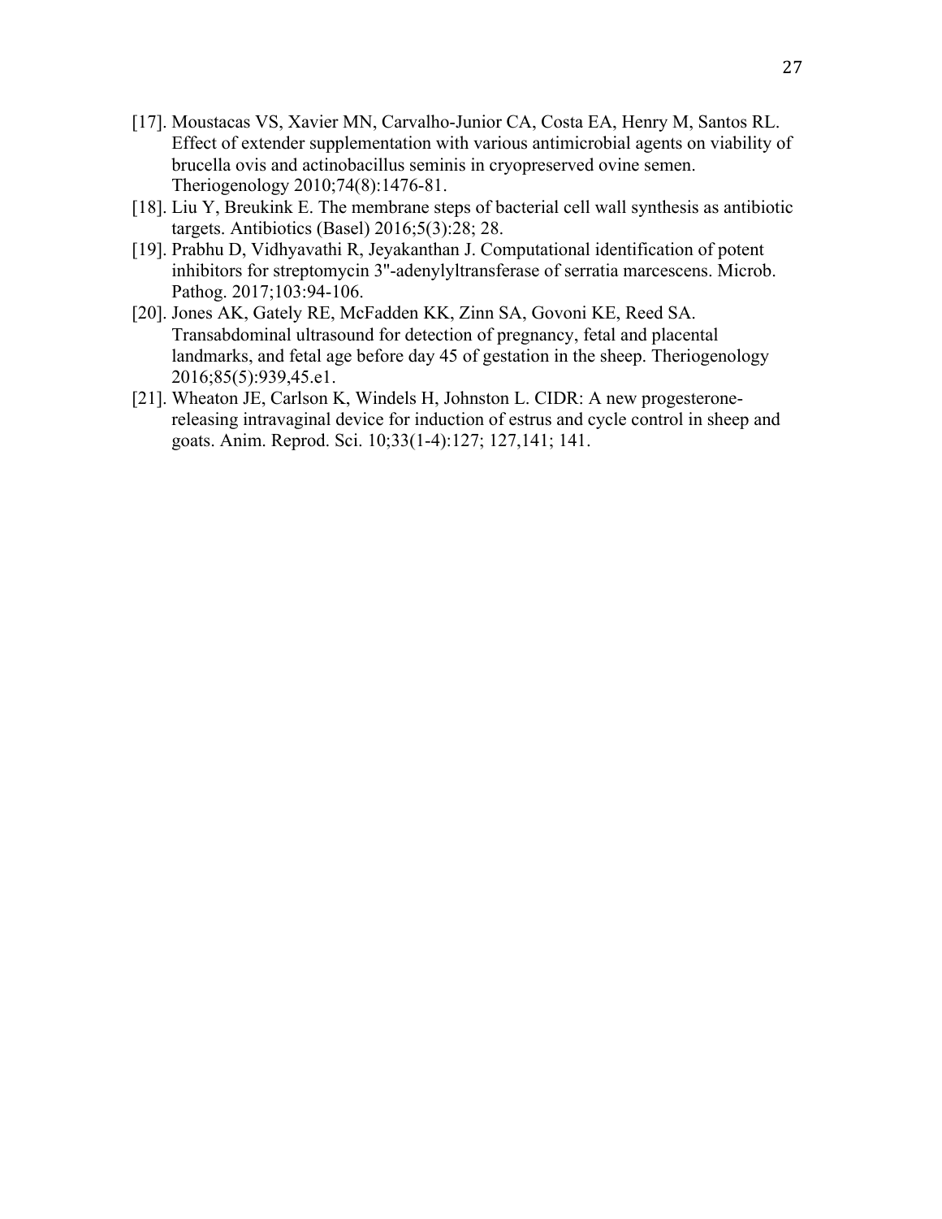[17]. Moustacas VS, Xavier MN, Carvalho-Junior CA, Costa EA, Henry M, Santos RL. Effect of extender supplementation with various antimicrobial agents on viability of brucella ovis and actinobacillus seminis in cryopreserved ovine semen. Theriogenology 2010;74(8):1476-81.

[18]. Liu Y, Breukink E. The membrane steps of bacterial cell wall synthesis as antibiotic targets. Antibiotics (Basel) 2016;5(3):28; 28.

[19]. Prabhu D, Vidhyavathi R, Jeyakanthan J. Computational identification of potent inhibitors for streptomycin 3"-adenylyltransferase of serratia marcescens. Microb. Pathog. 2017;103:94-106.

[20]. Jones AK, Gately RE, McFadden KK, Zinn SA, Govoni KE, Reed SA. Transabdominal ultrasound for detection of pregnancy, fetal and placental landmarks, and fetal age before day 45 of gestation in the sheep. Theriogenology 2016;85(5):939,45.e1.

[21]. Wheaton JE, Carlson K, Windels H, Johnston L. CIDR: A new progesterone-releasing intravaginal device for induction of estrus and cycle control in sheep and goats. Anim. Reprod. Sci. 10;33(1-4):127; 127,141; 141.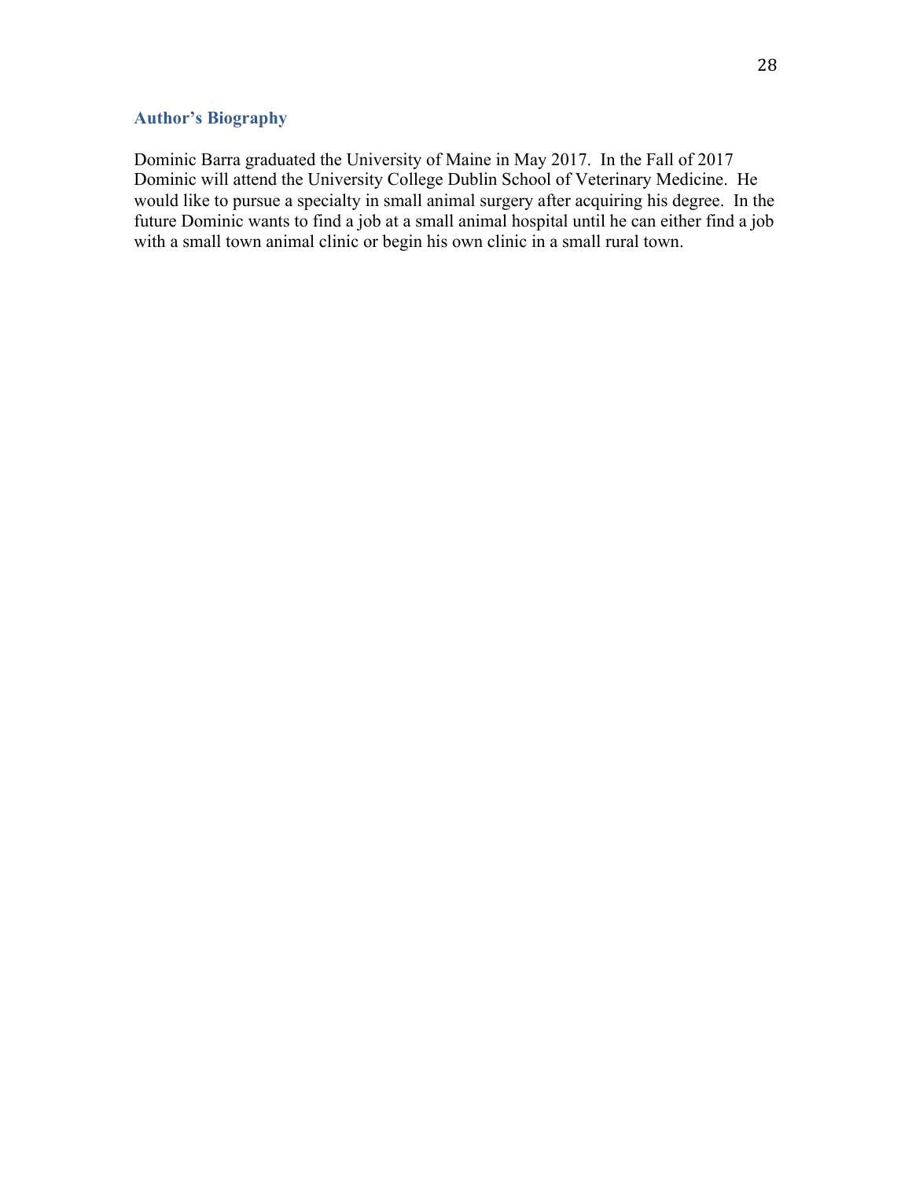## Author's Biography

Dominic Barra graduated the University of Maine in May 2017. In the Fall of 2017 Dominic will attend the University College Dublin School of Veterinary Medicine. He would like to pursue a specialty in small animal surgery after acquiring his degree. In the future Dominic wants to find a job at a small animal hospital until he can either find a job with a small town animal clinic or begin his own clinic in a small rural town.